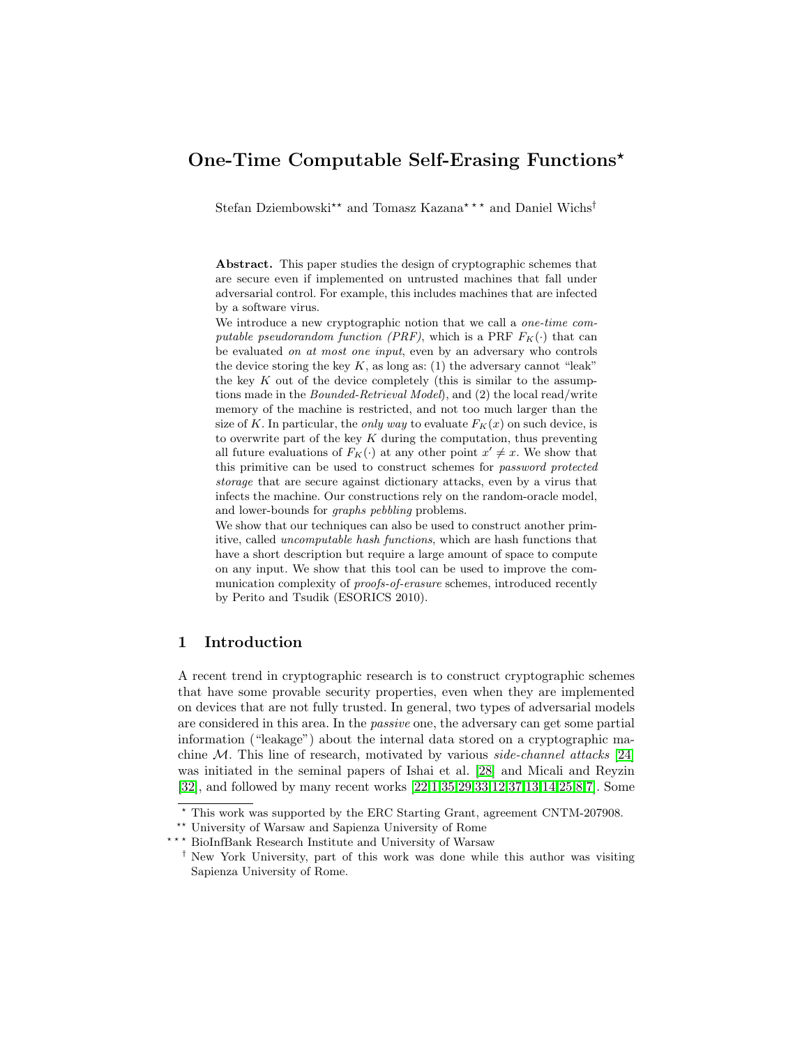# One-Time Computable Self-Erasing Functions[⋆]

Stefan Dziembowski[⋆⋆] and Tomasz Kazana[⋆⋆⋆] and Daniel Wichs[†]

**Abstract.** This paper studies the design of cryptographic schemes that are secure even if implemented on untrusted machines that fall under adversarial control. For example, this includes machines that are infected by a software virus.

We introduce a new cryptographic notion that we call a *one-time computable pseudorandom function (PRF)*, which is a PRF $F_K(\cdot)$ that can be evaluated *on at most one input*, even by an adversary who controls the device storing the key $K$, as long as: (1) the adversary cannot "leak" the key $K$ out of the device completely (this is similar to the assumptions made in the *Bounded-Retrieval Model*), and (2) the local read/write memory of the machine is restricted, and not too much larger than the size of $K$. In particular, the *only way* to evaluate $F_K(x)$ on such device, is to overwrite part of the key $K$ during the computation, thus preventing all future evaluations of $F_K(\cdot)$ at any other point $x' \neq x$. We show that this primitive can be used to construct schemes for *password protected storage* that are secure against dictionary attacks, even by a virus that infects the machine. Our constructions rely on the random-oracle model, and lower-bounds for *graphs pebbling* problems.

We show that our techniques can also be used to construct another primitive, called *uncomputable hash functions*, which are hash functions that have a short description but require a large amount of space to compute on any input. We show that this tool can be used to improve the communication complexity of *proofs-of-erasure* schemes, introduced recently by Perito and Tsudik (ESORICS 2010).

## 1 Introduction

A recent trend in cryptographic research is to construct cryptographic schemes that have some provable security properties, even when they are implemented on devices that are not fully trusted. In general, two types of adversarial models are considered in this area. In the *passive* one, the adversary can get some partial information ("leakage") about the internal data stored on a cryptographic machine $\mathcal{M}$. This line of research, motivated by various *side-channel attacks* [24] was initiated in the seminal papers of Ishai et al. [28] and Micali and Reyzin [32], and followed by many recent works [22,1,35,29,33,12,37,13,14,25,8,7]. Some

---

[⋆] This work was supported by the ERC Starting Grant, agreement CNTM-207908.

[⋆⋆] University of Warsaw and Sapienza University of Rome

[⋆⋆⋆] BioInfBank Research Institute and University of Warsaw

[†] New York University, part of this work was done while this author was visiting Sapienza University of Rome.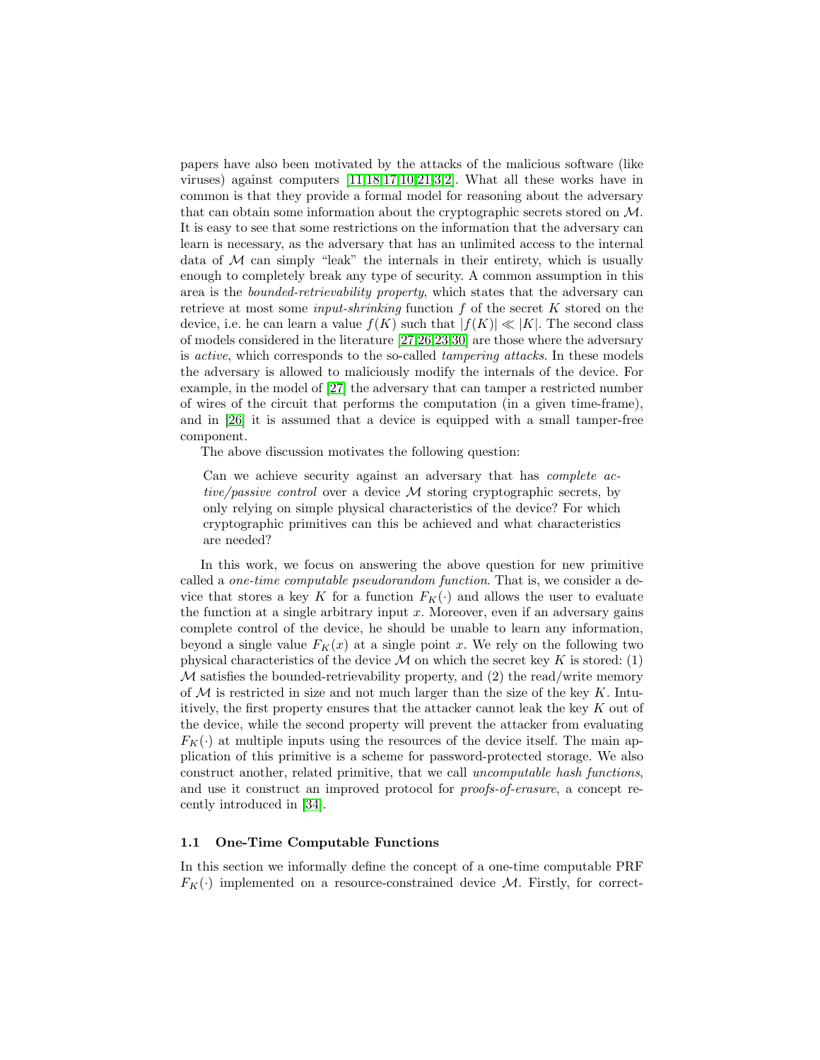papers have also been motivated by the attacks of the malicious software (like viruses) against computers [11,18,17,10,21,3,2]. What all these works have in common is that they provide a formal model for reasoning about the adversary that can obtain some information about the cryptographic secrets stored on $\mathcal{M}$. It is easy to see that some restrictions on the information that the adversary can learn is necessary, as the adversary that has an unlimited access to the internal data of $\mathcal{M}$ can simply "leak" the internals in their entirety, which is usually enough to completely break any type of security. A common assumption in this area is the *bounded-retrievability property*, which states that the adversary can retrieve at most some *input-shrinking* function $f$ of the secret $K$ stored on the device, i.e. he can learn a value $f(K)$ such that $|f(K)| \ll |K|$. The second class of models considered in the literature [27,26,23,30] are those where the adversary is *active*, which corresponds to the so-called *tampering attacks*. In these models the adversary is allowed to maliciously modify the internals of the device. For example, in the model of [27] the adversary that can tamper a restricted number of wires of the circuit that performs the computation (in a given time-frame), and in [26] it is assumed that a device is equipped with a small tamper-free component.

The above discussion motivates the following question:

> Can we achieve security against an adversary that has *complete active/passive control* over a device $\mathcal{M}$ storing cryptographic secrets, by only relying on simple physical characteristics of the device? For which cryptographic primitives can this be achieved and what characteristics are needed?

In this work, we focus on answering the above question for new primitive called a *one-time computable pseudorandom function*. That is, we consider a device that stores a key $K$ for a function $F_K(\cdot)$ and allows the user to evaluate the function at a single arbitrary input $x$. Moreover, even if an adversary gains complete control of the device, he should be unable to learn any information, beyond a single value $F_K(x)$ at a single point $x$. We rely on the following two physical characteristics of the device $\mathcal{M}$ on which the secret key $K$ is stored: (1) $\mathcal{M}$ satisfies the bounded-retrievability property, and (2) the read/write memory of $\mathcal{M}$ is restricted in size and not much larger than the size of the key $K$. Intuitively, the first property ensures that the attacker cannot leak the key $K$ out of the device, while the second property will prevent the attacker from evaluating $F_K(\cdot)$ at multiple inputs using the resources of the device itself. The main application of this primitive is a scheme for password-protected storage. We also construct another, related primitive, that we call *uncomputable hash functions*, and use it construct an improved protocol for *proofs-of-erasure*, a concept recently introduced in [34].

### 1.1 One-Time Computable Functions

In this section we informally define the concept of a one-time computable PRF $F_K(\cdot)$ implemented on a resource-constrained device $\mathcal{M}$. Firstly, for correct-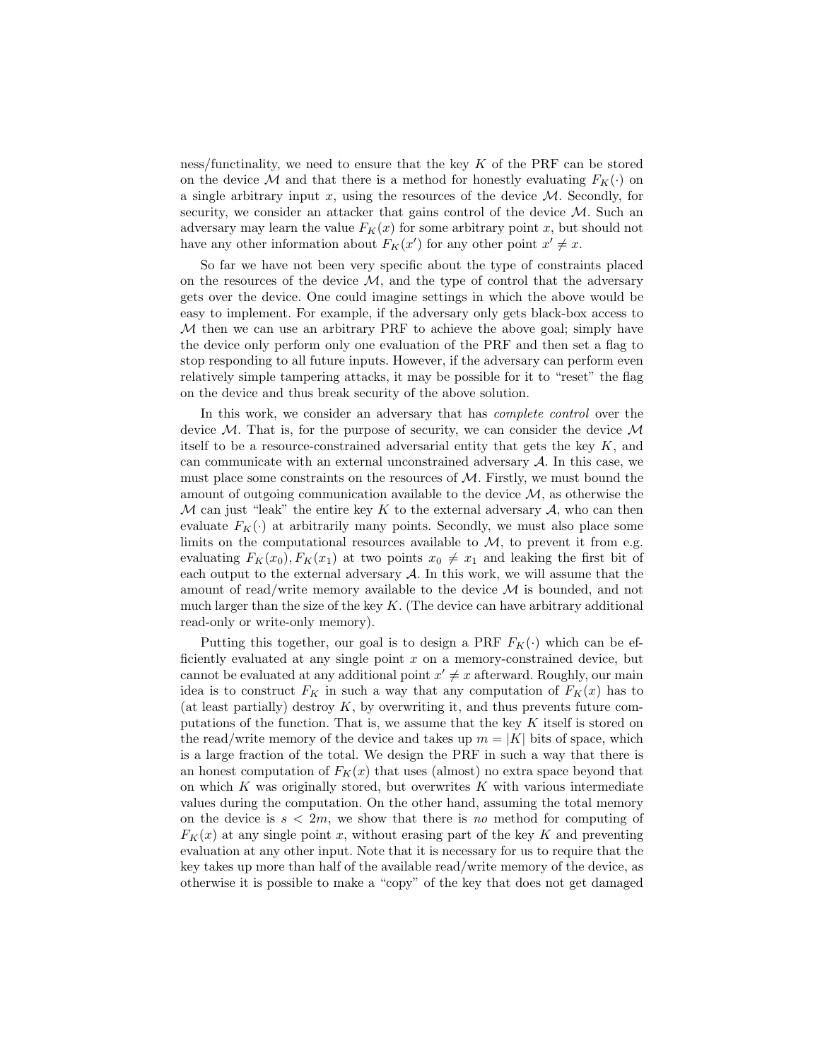ness/functinality, we need to ensure that the key $K$ of the PRF can be stored on the device $\mathcal{M}$ and that there is a method for honestly evaluating $F_K(\cdot)$ on a single arbitrary input $x$, using the resources of the device $\mathcal{M}$. Secondly, for security, we consider an attacker that gains control of the device $\mathcal{M}$. Such an adversary may learn the value $F_K(x)$ for some arbitrary point $x$, but should not have any other information about $F_K(x')$ for any other point $x' \neq x$.

So far we have not been very specific about the type of constraints placed on the resources of the device $\mathcal{M}$, and the type of control that the adversary gets over the device. One could imagine settings in which the above would be easy to implement. For example, if the adversary only gets black-box access to $\mathcal{M}$ then we can use an arbitrary PRF to achieve the above goal; simply have the device only perform only one evaluation of the PRF and then set a flag to stop responding to all future inputs. However, if the adversary can perform even relatively simple tampering attacks, it may be possible for it to "reset" the flag on the device and thus break security of the above solution.

In this work, we consider an adversary that has *complete control* over the device $\mathcal{M}$. That is, for the purpose of security, we can consider the device $\mathcal{M}$ itself to be a resource-constrained adversarial entity that gets the key $K$, and can communicate with an external unconstrained adversary $\mathcal{A}$. In this case, we must place some constraints on the resources of $\mathcal{M}$. Firstly, we must bound the amount of outgoing communication available to the device $\mathcal{M}$, as otherwise the $\mathcal{M}$ can just "leak" the entire key $K$ to the external adversary $\mathcal{A}$, who can then evaluate $F_K(\cdot)$ at arbitrarily many points. Secondly, we must also place some limits on the computational resources available to $\mathcal{M}$, to prevent it from e.g. evaluating $F_K(x_0), F_K(x_1)$ at two points $x_0 \neq x_1$ and leaking the first bit of each output to the external adversary $\mathcal{A}$. In this work, we will assume that the amount of read/write memory available to the device $\mathcal{M}$ is bounded, and not much larger than the size of the key $K$. (The device can have arbitrary additional read-only or write-only memory).

Putting this together, our goal is to design a PRF $F_K(\cdot)$ which can be efficiently evaluated at any single point $x$ on a memory-constrained device, but cannot be evaluated at any additional point $x' \neq x$ afterward. Roughly, our main idea is to construct $F_K$ in such a way that any computation of $F_K(x)$ has to (at least partially) destroy $K$, by overwriting it, and thus prevents future computations of the function. That is, we assume that the key $K$ itself is stored on the read/write memory of the device and takes up $m = |K|$ bits of space, which is a large fraction of the total. We design the PRF in such a way that there is an honest computation of $F_K(x)$ that uses (almost) no extra space beyond that on which $K$ was originally stored, but overwrites $K$ with various intermediate values during the computation. On the other hand, assuming the total memory on the device is $s < 2m$, we show that there is *no* method for computing of $F_K(x)$ at any single point $x$, without erasing part of the key $K$ and preventing evaluation at any other input. Note that it is necessary for us to require that the key takes up more than half of the available read/write memory of the device, as otherwise it is possible to make a "copy" of the key that does not get damaged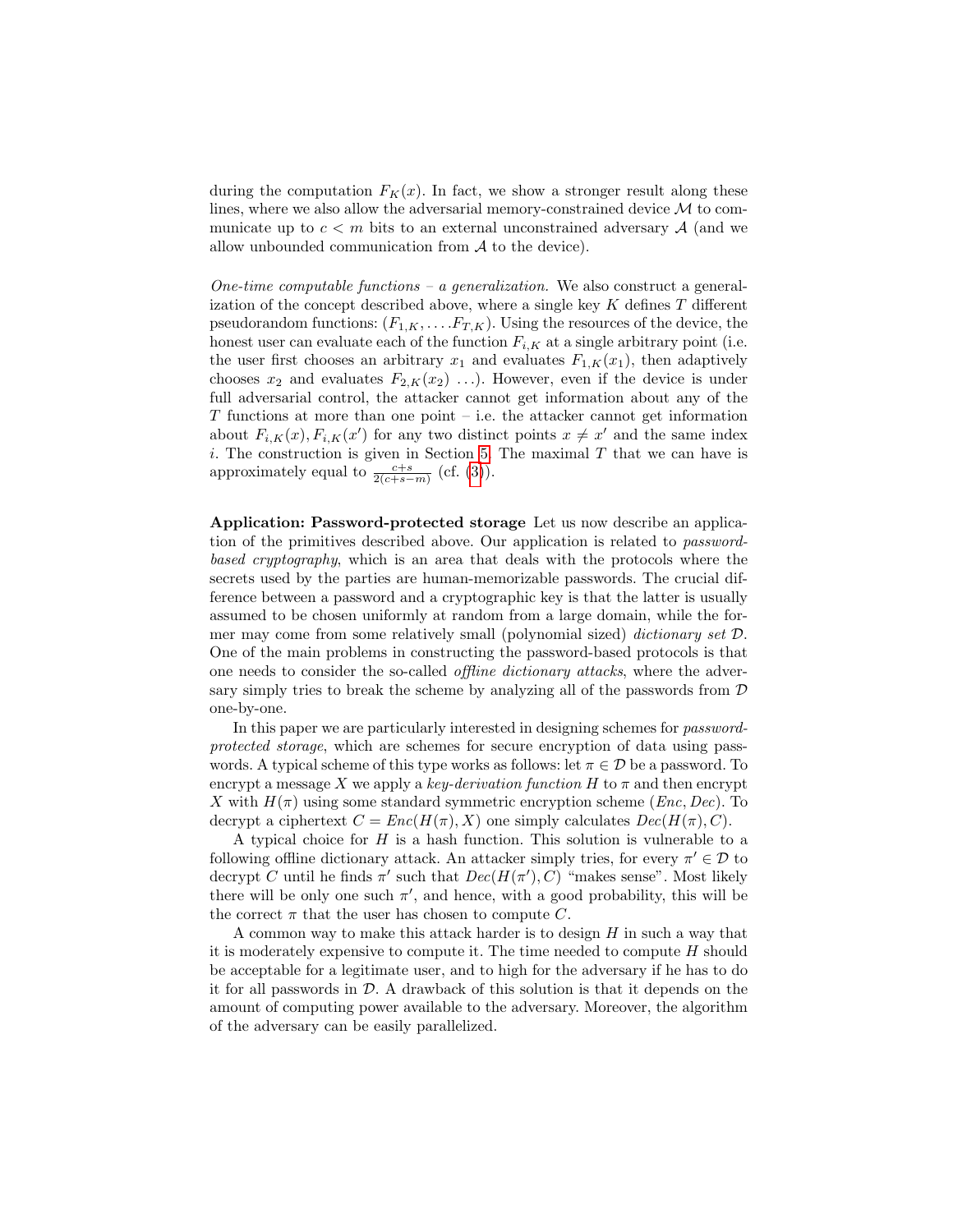during the computation $F_K(x)$. In fact, we show a stronger result along these lines, where we also allow the adversarial memory-constrained device $\mathcal{M}$ to communicate up to $c < m$ bits to an external unconstrained adversary $\mathcal{A}$ (and we allow unbounded communication from $\mathcal{A}$ to the device).

*One-time computable functions – a generalization.* We also construct a generalization of the concept described above, where a single key $K$ defines $T$ different pseudorandom functions: $(F_{1,K}, \ldots F_{T,K})$. Using the resources of the device, the honest user can evaluate each of the function $F_{i,K}$ at a single arbitrary point (i.e. the user first chooses an arbitrary $x_1$ and evaluates $F_{1,K}(x_1)$, then adaptively chooses $x_2$ and evaluates $F_{2,K}(x_2)$ ...). However, even if the device is under full adversarial control, the attacker cannot get information about any of the $T$ functions at more than one point – i.e. the attacker cannot get information about $F_{i,K}(x), F_{i,K}(x')$ for any two distinct points $x \neq x'$ and the same index $i$. The construction is given in Section 5. The maximal $T$ that we can have is approximately equal to $\frac{c+s}{2(c+s-m)}$ (cf. (3)).

**Application: Password-protected storage** Let us now describe an application of the primitives described above. Our application is related to *password-based cryptography*, which is an area that deals with the protocols where the secrets used by the parties are human-memorizable passwords. The crucial difference between a password and a cryptographic key is that the latter is usually assumed to be chosen uniformly at random from a large domain, while the former may come from some relatively small (polynomial sized) *dictionary set* $\mathcal{D}$. One of the main problems in constructing the password-based protocols is that one needs to consider the so-called *offline dictionary attacks*, where the adversary simply tries to break the scheme by analyzing all of the passwords from $\mathcal{D}$ one-by-one.

In this paper we are particularly interested in designing schemes for *password-protected storage*, which are schemes for secure encryption of data using passwords. A typical scheme of this type works as follows: let $\pi \in \mathcal{D}$ be a password. To encrypt a message $X$ we apply a *key-derivation function* $H$ to $\pi$ and then encrypt $X$ with $H(\pi)$ using some standard symmetric encryption scheme $(Enc, Dec)$. To decrypt a ciphertext $C = Enc(H(\pi), X)$ one simply calculates $Dec(H(\pi), C)$.

A typical choice for $H$ is a hash function. This solution is vulnerable to a following offline dictionary attack. An attacker simply tries, for every $\pi' \in \mathcal{D}$ to decrypt $C$ until he finds $\pi'$ such that $Dec(H(\pi'), C)$ "makes sense". Most likely there will be only one such $\pi'$, and hence, with a good probability, this will be the correct $\pi$ that the user has chosen to compute $C$.

A common way to make this attack harder is to design $H$ in such a way that it is moderately expensive to compute it. The time needed to compute $H$ should be acceptable for a legitimate user, and to high for the adversary if he has to do it for all passwords in $\mathcal{D}$. A drawback of this solution is that it depends on the amount of computing power available to the adversary. Moreover, the algorithm of the adversary can be easily parallelized.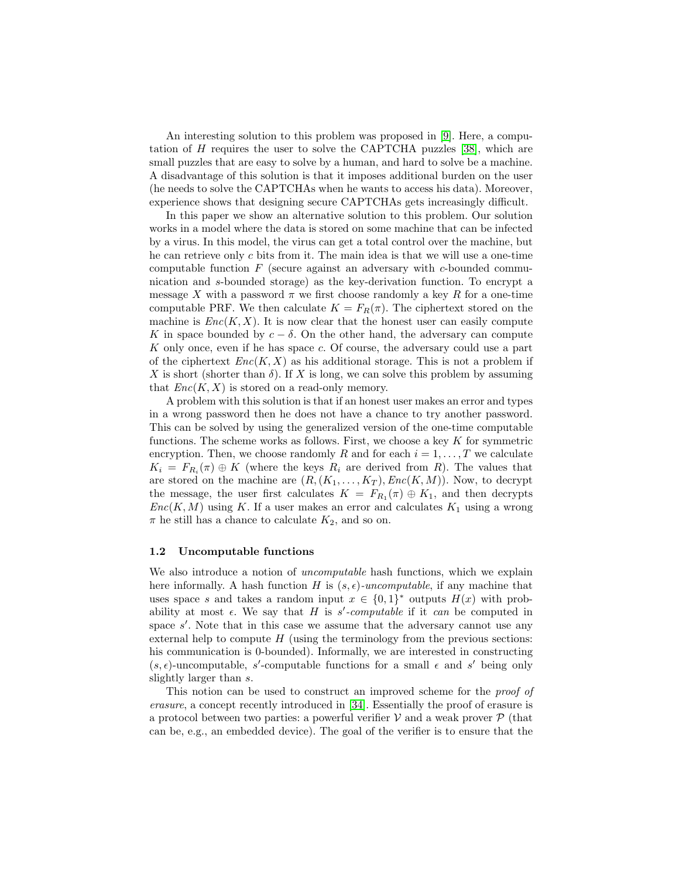An interesting solution to this problem was proposed in [9]. Here, a computation of $H$ requires the user to solve the CAPTCHA puzzles [38], which are small puzzles that are easy to solve by a human, and hard to solve be a machine. A disadvantage of this solution is that it imposes additional burden on the user (he needs to solve the CAPTCHAs when he wants to access his data). Moreover, experience shows that designing secure CAPTCHAs gets increasingly difficult.

In this paper we show an alternative solution to this problem. Our solution works in a model where the data is stored on some machine that can be infected by a virus. In this model, the virus can get a total control over the machine, but he can retrieve only $c$ bits from it. The main idea is that we will use a one-time computable function $F$ (secure against an adversary with $c$-bounded communication and $s$-bounded storage) as the key-derivation function. To encrypt a message $X$ with a password $\pi$ we first choose randomly a key $R$ for a one-time computable PRF. We then calculate $K = F_R(\pi)$. The ciphertext stored on the machine is $Enc(K, X)$. It is now clear that the honest user can easily compute $K$ in space bounded by $c - \delta$. On the other hand, the adversary can compute $K$ only once, even if he has space $c$. Of course, the adversary could use a part of the ciphertext $Enc(K, X)$ as his additional storage. This is not a problem if $X$ is short (shorter than $\delta$). If $X$ is long, we can solve this problem by assuming that $Enc(K, X)$ is stored on a read-only memory.

A problem with this solution is that if an honest user makes an error and types in a wrong password then he does not have a chance to try another password. This can be solved by using the generalized version of the one-time computable functions. The scheme works as follows. First, we choose a key $K$ for symmetric encryption. Then, we choose randomly $R$ and for each $i = 1, \ldots, T$ we calculate $K_i = F_{R_i}(\pi) \oplus K$ (where the keys $R_i$ are derived from $R$). The values that are stored on the machine are $(R, (K_1, \ldots, K_T), Enc(K, M))$. Now, to decrypt the message, the user first calculates $K = F_{R_1}(\pi) \oplus K_1$, and then decrypts $Enc(K, M)$ using $K$. If a user makes an error and calculates $K_1$ using a wrong $\pi$ he still has a chance to calculate $K_2$, and so on.

### 1.2 Uncomputable functions

We also introduce a notion of *uncomputable* hash functions, which we explain here informally. A hash function $H$ is $(s, \epsilon)$*-uncomputable*, if any machine that uses space $s$ and takes a random input $x \in \{0,1\}^*$ outputs $H(x)$ with probability at most $\epsilon$. We say that $H$ is $s'$*-computable* if it *can* be computed in space $s'$. Note that in this case we assume that the adversary cannot use any external help to compute $H$ (using the terminology from the previous sections: his communication is 0-bounded). Informally, we are interested in constructing $(s, \epsilon)$-uncomputable, $s'$-computable functions for a small $\epsilon$ and $s'$ being only slightly larger than $s$.

This notion can be used to construct an improved scheme for the *proof of erasure*, a concept recently introduced in [34]. Essentially the proof of erasure is a protocol between two parties: a powerful verifier $\mathcal{V}$ and a weak prover $\mathcal{P}$ (that can be, e.g., an embedded device). The goal of the verifier is to ensure that the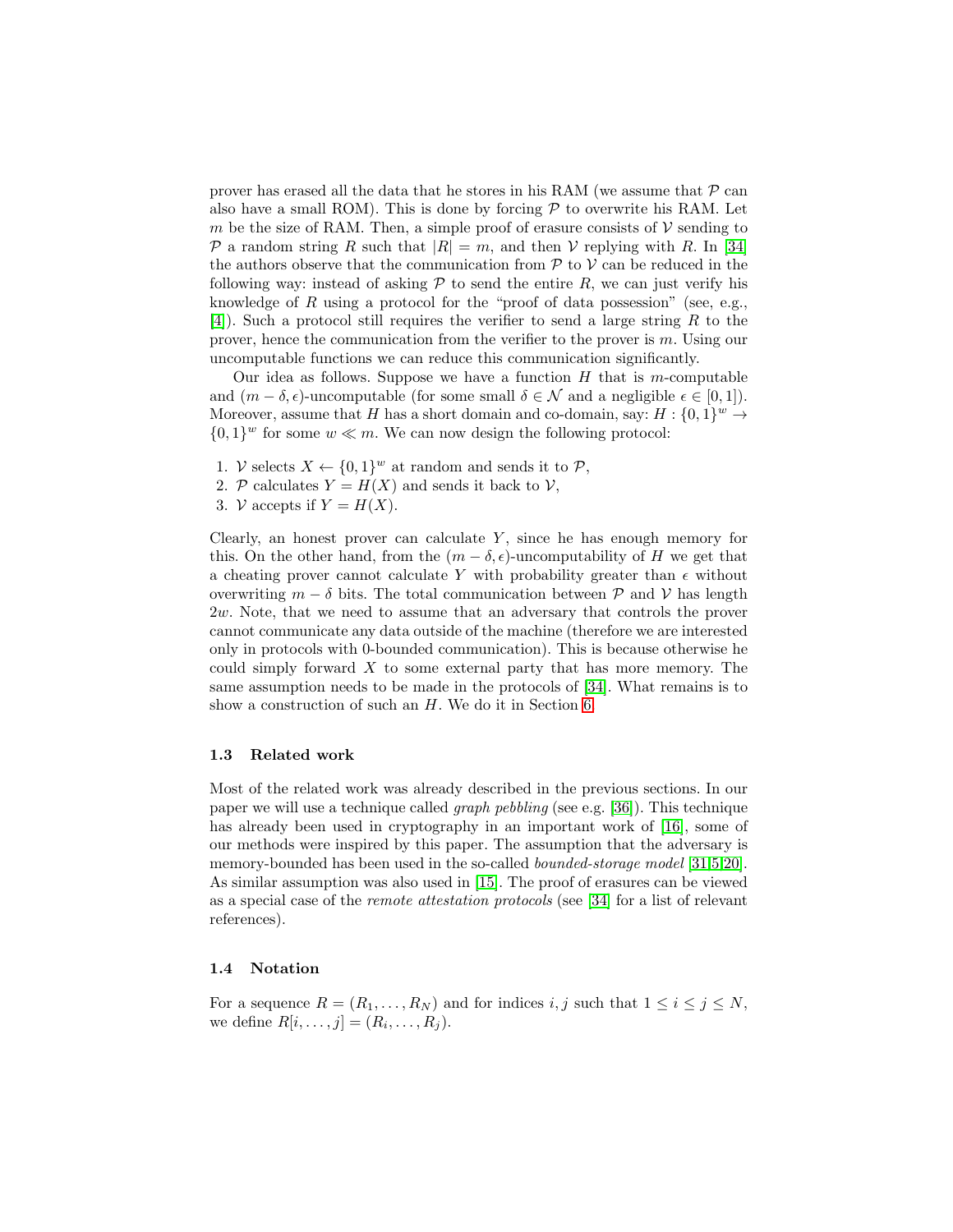prover has erased all the data that he stores in his RAM (we assume that $\mathcal{P}$ can also have a small ROM). This is done by forcing $\mathcal{P}$ to overwrite his RAM. Let $m$ be the size of RAM. Then, a simple proof of erasure consists of $\mathcal{V}$ sending to $\mathcal{P}$ a random string $R$ such that $|R| = m$, and then $\mathcal{V}$ replying with $R$. In [34] the authors observe that the communication from $\mathcal{P}$ to $\mathcal{V}$ can be reduced in the following way: instead of asking $\mathcal{P}$ to send the entire $R$, we can just verify his knowledge of $R$ using a protocol for the "proof of data possession" (see, e.g., [4]). Such a protocol still requires the verifier to send a large string $R$ to the prover, hence the communication from the verifier to the prover is $m$. Using our uncomputable functions we can reduce this communication significantly.

Our idea as follows. Suppose we have a function $H$ that is $m$-computable and $(m - \delta, \epsilon)$-uncomputable (for some small $\delta \in \mathcal{N}$ and a negligible $\epsilon \in [0, 1]$). Moreover, assume that $H$ has a short domain and co-domain, say: $H : \{0,1\}^w \to \{0,1\}^w$ for some $w \ll m$. We can now design the following protocol:

1. $\mathcal{V}$ selects $X \leftarrow \{0,1\}^w$ at random and sends it to $\mathcal{P}$,
2. $\mathcal{P}$ calculates $Y = H(X)$ and sends it back to $\mathcal{V}$,
3. $\mathcal{V}$ accepts if $Y = H(X)$.

Clearly, an honest prover can calculate $Y$, since he has enough memory for this. On the other hand, from the $(m - \delta, \epsilon)$-uncomputability of $H$ we get that a cheating prover cannot calculate $Y$ with probability greater than $\epsilon$ without overwriting $m - \delta$ bits. The total communication between $\mathcal{P}$ and $\mathcal{V}$ has length $2w$. Note, that we need to assume that an adversary that controls the prover cannot communicate any data outside of the machine (therefore we are interested only in protocols with 0-bounded communication). This is because otherwise he could simply forward $X$ to some external party that has more memory. The same assumption needs to be made in the protocols of [34]. What remains is to show a construction of such an $H$. We do it in Section 6.

### 1.3 Related work

Most of the related work was already described in the previous sections. In our paper we will use a technique called *graph pebbling* (see e.g. [36]). This technique has already been used in cryptography in an important work of [16], some of our methods were inspired by this paper. The assumption that the adversary is memory-bounded has been used in the so-called *bounded-storage model* [31,5,20]. As similar assumption was also used in [15]. The proof of erasures can be viewed as a special case of the *remote attestation protocols* (see [34] for a list of relevant references).

### 1.4 Notation

For a sequence $R = (R_1, \ldots, R_N)$ and for indices $i, j$ such that $1 \leq i \leq j \leq N$, we define $R[i, \ldots, j] = (R_i, \ldots, R_j)$.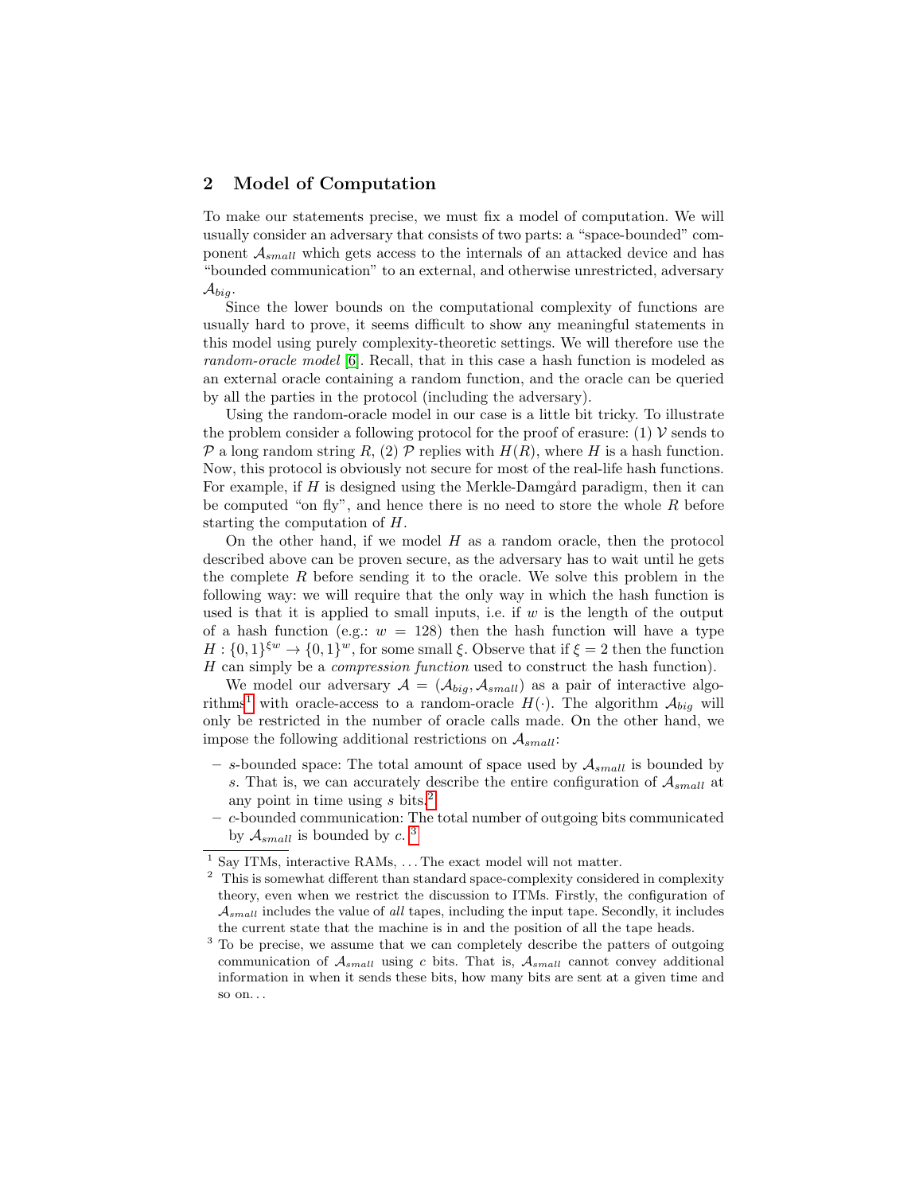## 2 Model of Computation

To make our statements precise, we must fix a model of computation. We will usually consider an adversary that consists of two parts: a "space-bounded" component $\mathcal{A}_{small}$ which gets access to the internals of an attacked device and has "bounded communication" to an external, and otherwise unrestricted, adversary $\mathcal{A}_{big}$.

Since the lower bounds on the computational complexity of functions are usually hard to prove, it seems difficult to show any meaningful statements in this model using purely complexity-theoretic settings. We will therefore use the *random-oracle model* [6]. Recall, that in this case a hash function is modeled as an external oracle containing a random function, and the oracle can be queried by all the parties in the protocol (including the adversary).

Using the random-oracle model in our case is a little bit tricky. To illustrate the problem consider a following protocol for the proof of erasure: (1) $\mathcal{V}$ sends to $\mathcal{P}$ a long random string $R$, (2) $\mathcal{P}$ replies with $H(R)$, where $H$ is a hash function. Now, this protocol is obviously not secure for most of the real-life hash functions. For example, if $H$ is designed using the Merkle-Damgård paradigm, then it can be computed "on fly", and hence there is no need to store the whole $R$ before starting the computation of $H$.

On the other hand, if we model $H$ as a random oracle, then the protocol described above can be proven secure, as the adversary has to wait until he gets the complete $R$ before sending it to the oracle. We solve this problem in the following way: we will require that the only way in which the hash function is used is that it is applied to small inputs, i.e. if $w$ is the length of the output of a hash function (e.g.: $w = 128$) then the hash function will have a type $H : \{0,1\}^{\xi w} \to \{0,1\}^w$, for some small $\xi$. Observe that if $\xi = 2$ then the function $H$ can simply be a *compression function* used to construct the hash function).

We model our adversary $\mathcal{A} = (\mathcal{A}_{big}, \mathcal{A}_{small})$ as a pair of interactive algorithms[1] with oracle-access to a random-oracle $H(\cdot)$. The algorithm $\mathcal{A}_{big}$ will only be restricted in the number of oracle calls made. On the other hand, we impose the following additional restrictions on $\mathcal{A}_{small}$:

- $s$-bounded space: The total amount of space used by $\mathcal{A}_{small}$ is bounded by $s$. That is, we can accurately describe the entire configuration of $\mathcal{A}_{small}$ at any point in time using $s$ bits.[2]
- $c$-bounded communication: The total number of outgoing bits communicated by $\mathcal{A}_{small}$ is bounded by $c$. [3]

[1] Say ITMs, interactive RAMs, ... The exact model will not matter.

[2] This is somewhat different than standard space-complexity considered in complexity theory, even when we restrict the discussion to ITMs. Firstly, the configuration of $\mathcal{A}_{small}$ includes the value of *all* tapes, including the input tape. Secondly, it includes the current state that the machine is in and the position of all the tape heads.

[3] To be precise, we assume that we can completely describe the patters of outgoing communication of $\mathcal{A}_{small}$ using $c$ bits. That is, $\mathcal{A}_{small}$ cannot convey additional information in when it sends these bits, how many bits are sent at a given time and so on...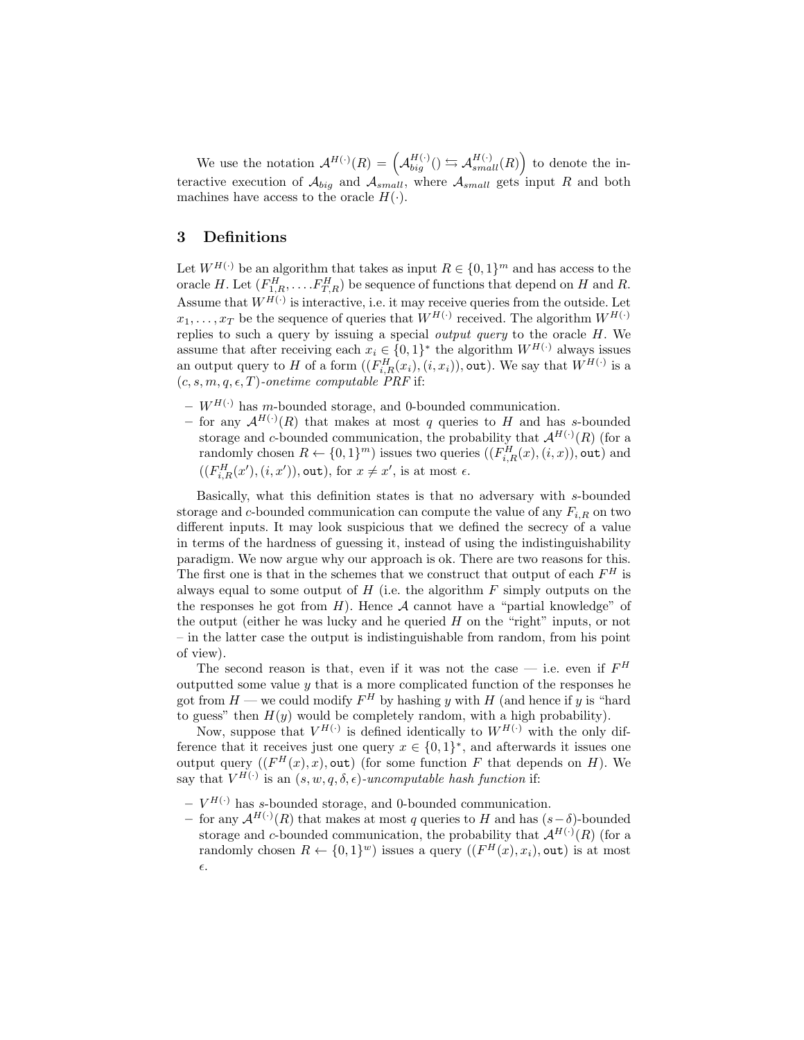We use the notation $\mathcal{A}^{H(\cdot)}(R) = \left(\mathcal{A}_{big}^{H(\cdot)}() \leftrightarrows \mathcal{A}_{small}^{H(\cdot)}(R)\right)$ to denote the interactive execution of $\mathcal{A}_{big}$ and $\mathcal{A}_{small}$, where $\mathcal{A}_{small}$ gets input $R$ and both machines have access to the oracle $H(\cdot)$.

## 3 Definitions

Let $W^{H(\cdot)}$ be an algorithm that takes as input $R \in \{0,1\}^m$ and has access to the oracle $H$. Let $(F_{1,R}^H, \ldots. F_{T,R}^H)$ be sequence of functions that depend on $H$ and $R$. Assume that $W^{H(\cdot)}$ is interactive, i.e. it may receive queries from the outside. Let $x_1, \ldots, x_T$ be the sequence of queries that $W^{H(\cdot)}$ received. The algorithm $W^{H(\cdot)}$ replies to such a query by issuing a special *output query* to the oracle $H$. We assume that after receiving each $x_i \in \{0,1\}^*$ the algorithm $W^{H(\cdot)}$ always issues an output query to $H$ of a form $((F_{i,R}^H(x_i), (i, x_i)), \texttt{out})$. We say that $W^{H(\cdot)}$ is a $(c, s, m, q, \epsilon, T)$*-onetime computable PRF* if:

- $W^{H(\cdot)}$ has $m$-bounded storage, and 0-bounded communication.
- for any $\mathcal{A}^{H(\cdot)}(R)$ that makes at most $q$ queries to $H$ and has $s$-bounded storage and $c$-bounded communication, the probability that $\mathcal{A}^{H(\cdot)}(R)$ (for a randomly chosen $R \leftarrow \{0,1\}^m$) issues two queries $((F_{i,R}^H(x), (i, x)), \texttt{out})$ and $((F_{i,R}^H(x'), (i, x')), \texttt{out})$, for $x \neq x'$, is at most $\epsilon$.

Basically, what this definition states is that no adversary with $s$-bounded storage and $c$-bounded communication can compute the value of any $F_{i,R}$ on two different inputs. It may look suspicious that we defined the secrecy of a value in terms of the hardness of guessing it, instead of using the indistinguishability paradigm. We now argue why our approach is ok. There are two reasons for this. The first one is that in the schemes that we construct that output of each $F^H$ is always equal to some output of $H$ (i.e. the algorithm $F$ simply outputs on the the responses he got from $H$). Hence $\mathcal{A}$ cannot have a "partial knowledge" of the output (either he was lucky and he queried $H$ on the "right" inputs, or not – in the latter case the output is indistinguishable from random, from his point of view).

The second reason is that, even if it was not the case — i.e. even if $F^H$ outputted some value $y$ that is a more complicated function of the responses he got from $H$ — we could modify $F^H$ by hashing $y$ with $H$ (and hence if $y$ is "hard to guess" then $H(y)$ would be completely random, with a high probability).

Now, suppose that $V^{H(\cdot)}$ is defined identically to $W^{H(\cdot)}$ with the only difference that it receives just one query $x \in \{0,1\}^*$, and afterwards it issues one output query $((F^H(x), x), \texttt{out})$ (for some function $F$ that depends on $H$). We say that $V^{H(\cdot)}$ is an $(s, w, q, \delta, \epsilon)$*-uncomputable hash function* if:

- $V^{H(\cdot)}$ has $s$-bounded storage, and 0-bounded communication.
- for any $\mathcal{A}^{H(\cdot)}(R)$ that makes at most $q$ queries to $H$ and has $(s-\delta)$-bounded storage and $c$-bounded communication, the probability that $\mathcal{A}^{H(\cdot)}(R)$ (for a randomly chosen $R \leftarrow \{0,1\}^w$) issues a query $((F^H(x), x_i), \texttt{out})$ is at most $\epsilon$.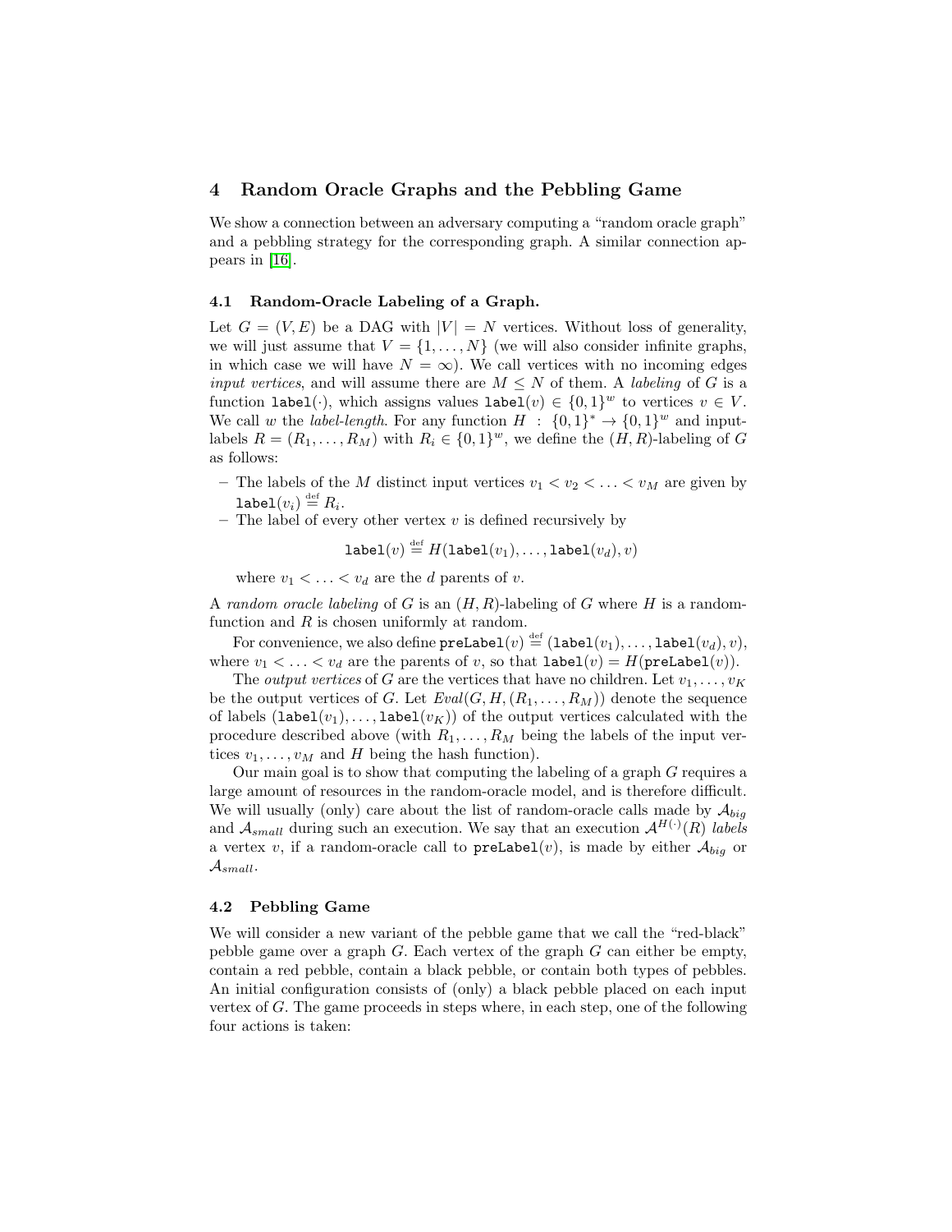## 4 Random Oracle Graphs and the Pebbling Game

We show a connection between an adversary computing a "random oracle graph" and a pebbling strategy for the corresponding graph. A similar connection appears in [16].

### 4.1 Random-Oracle Labeling of a Graph.

Let $G = (V, E)$ be a DAG with $|V| = N$ vertices. Without loss of generality, we will just assume that $V = \{1, \ldots, N\}$ (we will also consider infinite graphs, in which case we will have $N = \infty$). We call vertices with no incoming edges *input vertices*, and will assume there are $M \leq N$ of them. A *labeling* of $G$ is a function $\texttt{label}(\cdot)$, which assigns values $\texttt{label}(v) \in \{0,1\}^w$ to vertices $v \in V$. We call $w$ the *label-length*. For any function $H : \{0,1\}^* \to \{0,1\}^w$ and input-labels $R = (R_1, \ldots, R_M)$ with $R_i \in \{0,1\}^w$, we define the $(H, R)$-labeling of $G$ as follows:

- The labels of the $M$ distinct input vertices $v_1 < v_2 < \ldots < v_M$ are given by $\texttt{label}(v_i) \stackrel{\text{def}}{=} R_i$.
- The label of every other vertex $v$ is defined recursively by

$$\texttt{label}(v) \stackrel{\text{def}}{=} H(\texttt{label}(v_1), \ldots, \texttt{label}(v_d), v)$$

  where $v_1 < \ldots < v_d$ are the $d$ parents of $v$.

A *random oracle labeling* of $G$ is an $(H, R)$-labeling of $G$ where $H$ is a random-function and $R$ is chosen uniformly at random.

For convenience, we also define $\texttt{preLabel}(v) \stackrel{\text{def}}{=} (\texttt{label}(v_1), \ldots, \texttt{label}(v_d), v)$, where $v_1 < \ldots < v_d$ are the parents of $v$, so that $\texttt{label}(v) = H(\texttt{preLabel}(v))$.

The *output vertices* of $G$ are the vertices that have no children. Let $v_1, \ldots, v_K$ be the output vertices of $G$. Let $Eval(G, H, (R_1, \ldots, R_M))$ denote the sequence of labels $(\texttt{label}(v_1), \ldots, \texttt{label}(v_K))$ of the output vertices calculated with the procedure described above (with $R_1, \ldots, R_M$ being the labels of the input vertices $v_1, \ldots, v_M$ and $H$ being the hash function).

Our main goal is to show that computing the labeling of a graph $G$ requires a large amount of resources in the random-oracle model, and is therefore difficult. We will usually (only) care about the list of random-oracle calls made by $\mathcal{A}_{big}$ and $\mathcal{A}_{small}$ during such an execution. We say that an execution $\mathcal{A}^{H(\cdot)}(R)$ *labels* a vertex $v$, if a random-oracle call to $\texttt{preLabel}(v)$, is made by either $\mathcal{A}_{big}$ or $\mathcal{A}_{small}$.

### 4.2 Pebbling Game

We will consider a new variant of the pebble game that we call the "red-black" pebble game over a graph $G$. Each vertex of the graph $G$ can either be empty, contain a red pebble, contain a black pebble, or contain both types of pebbles. An initial configuration consists of (only) a black pebble placed on each input vertex of $G$. The game proceeds in steps where, in each step, one of the following four actions is taken: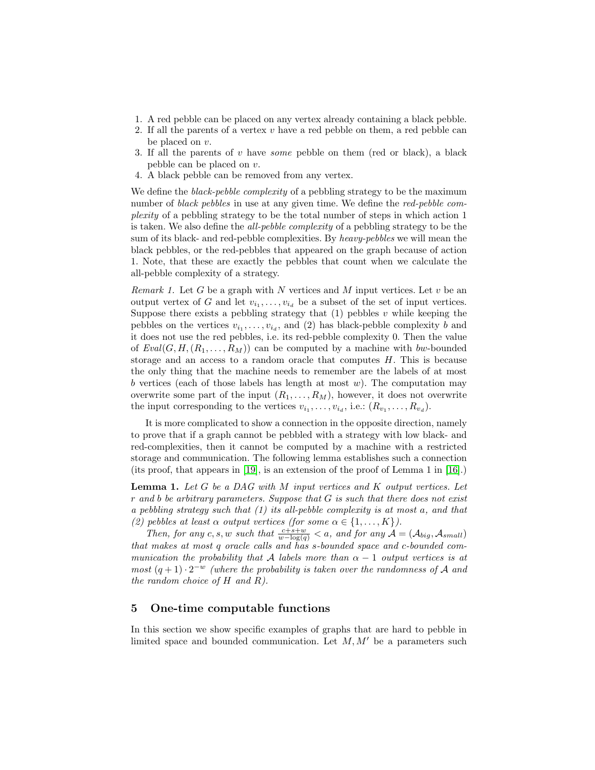1. A red pebble can be placed on any vertex already containing a black pebble.
2. If all the parents of a vertex $v$ have a red pebble on them, a red pebble can be placed on $v$.
3. If all the parents of $v$ have *some* pebble on them (red or black), a black pebble can be placed on $v$.
4. A black pebble can be removed from any vertex.

We define the *black-pebble complexity* of a pebbling strategy to be the maximum number of *black pebbles* in use at any given time. We define the *red-pebble complexity* of a pebbling strategy to be the total number of steps in which action 1 is taken. We also define the *all-pebble complexity* of a pebbling strategy to be the sum of its black- and red-pebble complexities. By *heavy-pebbles* we will mean the black pebbles, or the red-pebbles that appeared on the graph because of action 1. Note, that these are exactly the pebbles that count when we calculate the all-pebble complexity of a strategy.

*Remark 1.* Let $G$ be a graph with $N$ vertices and $M$ input vertices. Let $v$ be an output vertex of $G$ and let $v_{i_1}, \ldots, v_{i_d}$ be a subset of the set of input vertices. Suppose there exists a pebbling strategy that (1) pebbles $v$ while keeping the pebbles on the vertices $v_{i_1}, \ldots, v_{i_d}$, and (2) has black-pebble complexity $b$ and it does not use the red pebbles, i.e. its red-pebble complexity 0. Then the value of $Eval(G, H, (R_1, \ldots, R_M))$ can be computed by a machine with $bw$-bounded storage and an access to a random oracle that computes $H$. This is because the only thing that the machine needs to remember are the labels of at most $b$ vertices (each of those labels has length at most $w$). The computation may overwrite some part of the input $(R_1, \ldots, R_M)$, however, it does not overwrite the input corresponding to the vertices $v_{i_1}, \ldots, v_{i_d}$, i.e.: $(R_{v_1}, \ldots, R_{v_d})$.

It is more complicated to show a connection in the opposite direction, namely to prove that if a graph cannot be pebbled with a strategy with low black- and red-complexities, then it cannot be computed by a machine with a restricted storage and communication. The following lemma establishes such a connection (its proof, that appears in [19], is an extension of the proof of Lemma 1 in [16].)

**Lemma 1.** *Let $G$ be a DAG with $M$ input vertices and $K$ output vertices. Let $r$ and $b$ be arbitrary parameters. Suppose that $G$ is such that there does not exist a pebbling strategy such that (1) its all-pebble complexity is at most $a$, and that (2) pebbles at least $\alpha$ output vertices (for some $\alpha \in \{1, \ldots, K\}$).*

*Then, for any $c, s, w$ such that $\frac{c+s+w}{w-\log(q)} < a$, and for any $\mathcal{A} = (\mathcal{A}_{big}, \mathcal{A}_{small})$ that makes at most $q$ oracle calls and has $s$-bounded space and $c$-bounded communication the probability that $\mathcal{A}$ labels more than $\alpha - 1$ output vertices is at most $(q+1) \cdot 2^{-w}$ (where the probability is taken over the randomness of $\mathcal{A}$ and the random choice of $H$ and $R$).*

## 5 One-time computable functions

In this section we show specific examples of graphs that are hard to pebble in limited space and bounded communication. Let $M, M'$ be a parameters such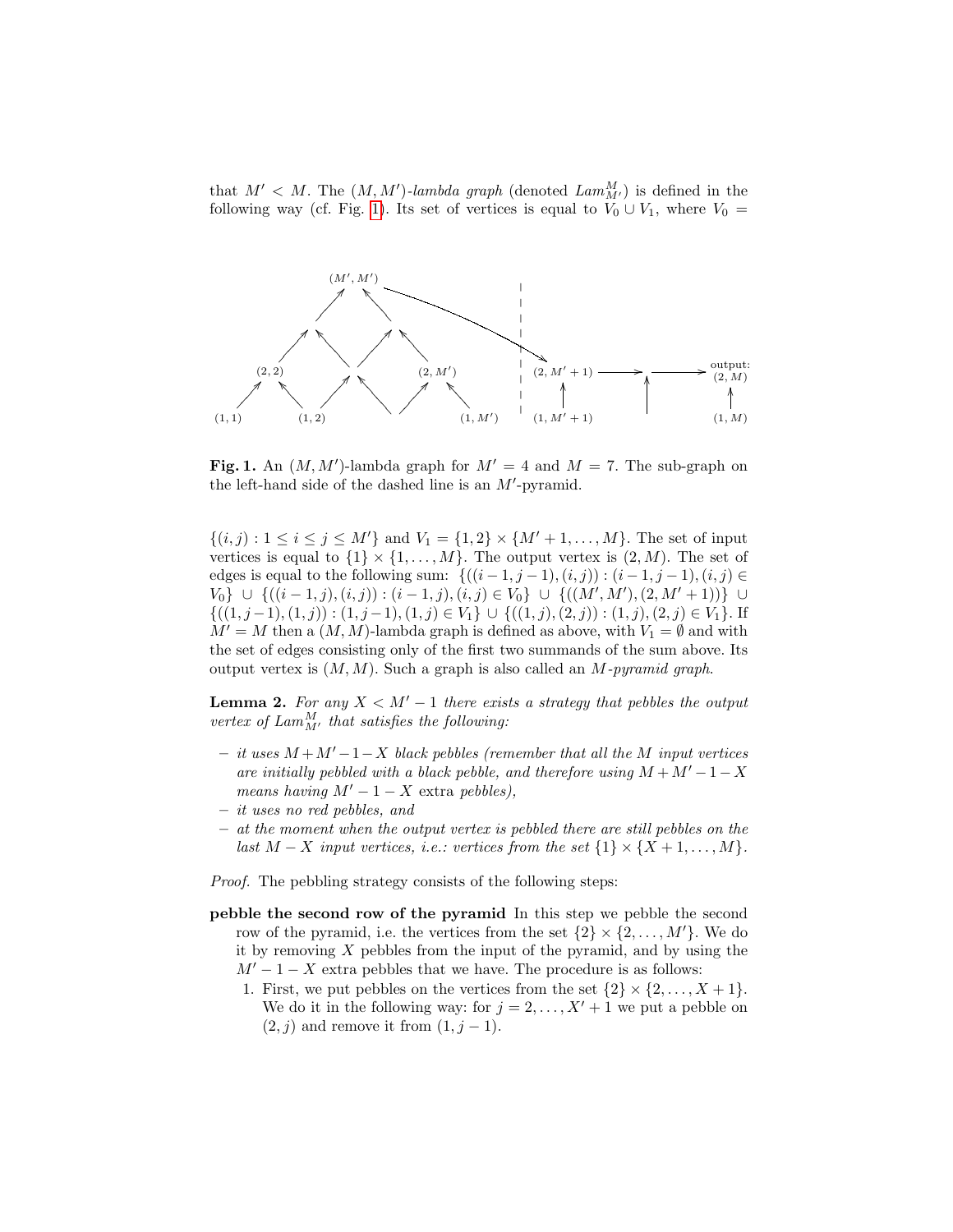that $M' < M$. The $(M, M')$-*lambda graph* (denoted $Lam^M_{M'}$) is defined in the following way (cf. Fig. 1). Its set of vertices is equal to $V_0 \cup V_1$, where $V_0 =$

**Fig. 1.** An $(M, M')$-lambda graph for $M' = 4$ and $M = 7$. The sub-graph on the left-hand side of the dashed line is an $M'$-pyramid.

$\{(i, j) : 1 \leq i \leq j \leq M'\}$ and $V_1 = \{1, 2\} \times \{M' + 1, \ldots, M\}$. The set of input vertices is equal to $\{1\} \times \{1, \ldots, M\}$. The output vertex is $(2, M)$. The set of edges is equal to the following sum: $\{((i-1, j-1), (i, j)) : (i-1, j-1), (i, j) \in V_0\} \cup \{((i-1, j), (i, j)) : (i-1, j), (i, j) \in V_0\} \cup \{((M', M'), (2, M'+1))\} \cup \{((1, j-1), (1, j)) : (1, j-1), (1, j) \in V_1\} \cup \{((1, j), (2, j)) : (1, j), (2, j) \in V_1\}$. If $M' = M$ then a $(M, M)$-lambda graph is defined as above, with $V_1 = \emptyset$ and with the set of edges consisting only of the first two summands of the sum above. Its output vertex is $(M, M)$. Such a graph is also called an $M$-*pyramid graph*.

**Lemma 2.** *For any $X < M' - 1$ there exists a strategy that pebbles the output vertex of $Lam^M_{M'}$ that satisfies the following:*

- *it uses $M + M' - 1 - X$ black pebbles (remember that all the $M$ input vertices are initially pebbled with a black pebble, and therefore using $M + M' - 1 - X$ means having $M' - 1 - X$* extra *pebbles),*
- *it uses no red pebbles, and*
- *at the moment when the output vertex is pebbled there are still pebbles on the last $M - X$ input vertices, i.e.: vertices from the set $\{1\} \times \{X + 1, \ldots, M\}$.*

*Proof.* The pebbling strategy consists of the following steps:

**pebble the second row of the pyramid** In this step we pebble the second row of the pyramid, i.e. the vertices from the set $\{2\} \times \{2, \ldots, M'\}$. We do it by removing $X$ pebbles from the input of the pyramid, and by using the $M' - 1 - X$ extra pebbles that we have. The procedure is as follows:

1. First, we put pebbles on the vertices from the set $\{2\} \times \{2, \ldots, X + 1\}$. We do it in the following way: for $j = 2, \ldots, X' + 1$ we put a pebble on $(2, j)$ and remove it from $(1, j - 1)$.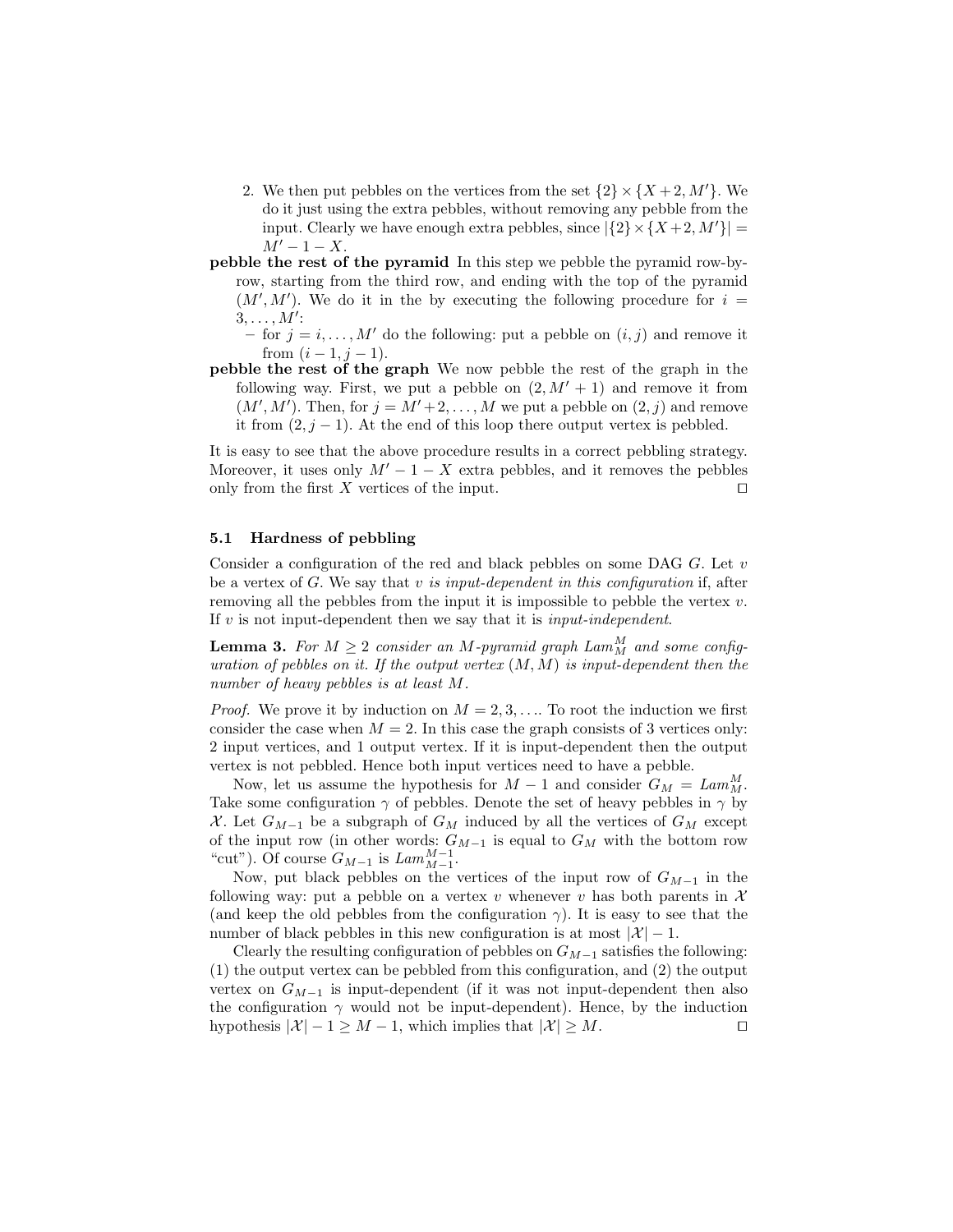2. We then put pebbles on the vertices from the set $\{2\} \times \{X+2, M'\}$. We do it just using the extra pebbles, without removing any pebble from the input. Clearly we have enough extra pebbles, since $|\{2\} \times \{X+2, M'\}| = M' - 1 - X$.

**pebble the rest of the pyramid** In this step we pebble the pyramid row-by-row, starting from the third row, and ending with the top of the pyramid $(M', M')$. We do it in the by executing the following procedure for $i = 3, \ldots, M'$:

- for $j = i, \ldots, M'$ do the following: put a pebble on $(i, j)$ and remove it from $(i-1, j-1)$.

**pebble the rest of the graph** We now pebble the rest of the graph in the following way. First, we put a pebble on $(2, M'+1)$ and remove it from $(M', M')$. Then, for $j = M'+2, \ldots, M$ we put a pebble on $(2, j)$ and remove it from $(2, j-1)$. At the end of this loop there output vertex is pebbled.

It is easy to see that the above procedure results in a correct pebbling strategy. Moreover, it uses only $M' - 1 - X$ extra pebbles, and it removes the pebbles only from the first $X$ vertices of the input. □

### 5.1 Hardness of pebbling

Consider a configuration of the red and black pebbles on some DAG $G$. Let $v$ be a vertex of $G$. We say that $v$ *is input-dependent in this configuration* if, after removing all the pebbles from the input it is impossible to pebble the vertex $v$. If $v$ is not input-dependent then we say that it is *input-independent*.

**Lemma 3.** *For $M \geq 2$ consider an $M$-pyramid graph $Lam^M_M$ and some configuration of pebbles on it. If the output vertex $(M, M)$ is input-dependent then the number of heavy pebbles is at least $M$.*

*Proof.* We prove it by induction on $M = 2, 3, \ldots$. To root the induction we first consider the case when $M = 2$. In this case the graph consists of 3 vertices only: 2 input vertices, and 1 output vertex. If it is input-dependent then the output vertex is not pebbled. Hence both input vertices need to have a pebble.

Now, let us assume the hypothesis for $M-1$ and consider $G_M = Lam^M_M$. Take some configuration $\gamma$ of pebbles. Denote the set of heavy pebbles in $\gamma$ by $\mathcal{X}$. Let $G_{M-1}$ be a subgraph of $G_M$ induced by all the vertices of $G_M$ except of the input row (in other words: $G_{M-1}$ is equal to $G_M$ with the bottom row "cut"). Of course $G_{M-1}$ is $Lam^{M-1}_{M-1}$.

Now, put black pebbles on the vertices of the input row of $G_{M-1}$ in the following way: put a pebble on a vertex $v$ whenever $v$ has both parents in $\mathcal{X}$ (and keep the old pebbles from the configuration $\gamma$). It is easy to see that the number of black pebbles in this new configuration is at most $|\mathcal{X}| - 1$.

Clearly the resulting configuration of pebbles on $G_{M-1}$ satisfies the following: (1) the output vertex can be pebbled from this configuration, and (2) the output vertex on $G_{M-1}$ is input-dependent (if it was not input-dependent then also the configuration $\gamma$ would not be input-dependent). Hence, by the induction hypothesis $|\mathcal{X}| - 1 \geq M - 1$, which implies that $|\mathcal{X}| \geq M$. □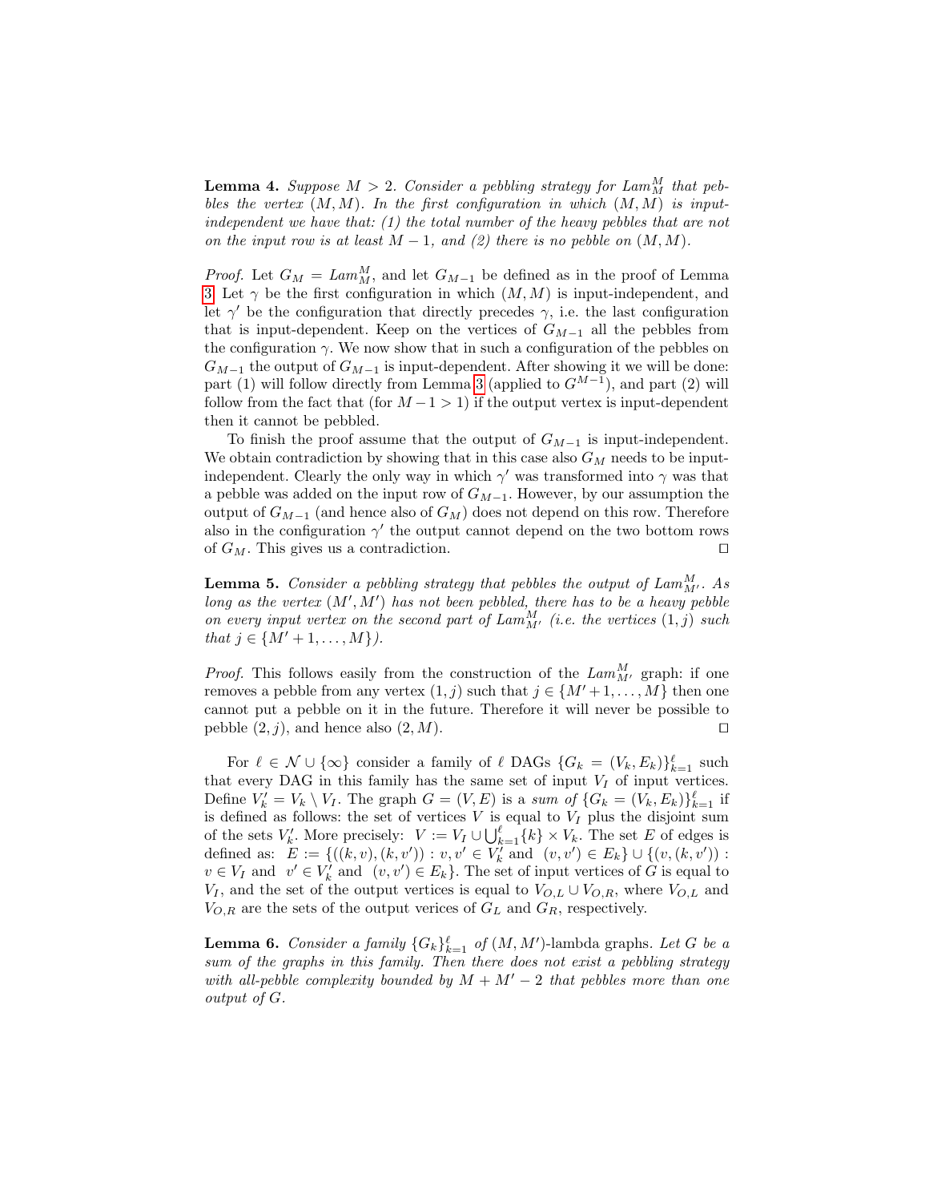**Lemma 4.** *Suppose $M > 2$. Consider a pebbling strategy for $Lam^M_M$ that pebbles the vertex $(M, M)$. In the first configuration in which $(M, M)$ is input-independent we have that: (1) the total number of the heavy pebbles that are not on the input row is at least $M - 1$, and (2) there is no pebble on $(M, M)$.*

*Proof.* Let $G_M = Lam^M_M$, and let $G_{M-1}$ be defined as in the proof of Lemma 3. Let $\gamma$ be the first configuration in which $(M, M)$ is input-independent, and let $\gamma'$ be the configuration that directly precedes $\gamma$, i.e. the last configuration that is input-dependent. Keep on the vertices of $G_{M-1}$ all the pebbles from the configuration $\gamma$. We now show that in such a configuration of the pebbles on $G_{M-1}$ the output of $G_{M-1}$ is input-dependent. After showing it we will be done: part (1) will follow directly from Lemma 3 (applied to $G^{M-1}$), and part (2) will follow from the fact that (for $M - 1 > 1$) if the output vertex is input-dependent then it cannot be pebbled.

To finish the proof assume that the output of $G_{M-1}$ is input-independent. We obtain contradiction by showing that in this case also $G_M$ needs to be input-independent. Clearly the only way in which $\gamma'$ was transformed into $\gamma$ was that a pebble was added on the input row of $G_{M-1}$. However, by our assumption the output of $G_{M-1}$ (and hence also of $G_M$) does not depend on this row. Therefore also in the configuration $\gamma'$ the output cannot depend on the two bottom rows of $G_M$. This gives us a contradiction. ☐

**Lemma 5.** *Consider a pebbling strategy that pebbles the output of $Lam^M_{M'}$. As long as the vertex $(M', M')$ has not been pebbled, there has to be a heavy pebble on every input vertex on the second part of $Lam^M_{M'}$ (i.e. the vertices $(1, j)$ such that $j \in \{M' + 1, \ldots, M\}$).*

*Proof.* This follows easily from the construction of the $Lam^M_{M'}$ graph: if one removes a pebble from any vertex $(1, j)$ such that $j \in \{M' + 1, \ldots, M\}$ then one cannot put a pebble on it in the future. Therefore it will never be possible to pebble $(2, j)$, and hence also $(2, M)$. ☐

For $\ell \in \mathcal{N} \cup \{\infty\}$ consider a family of $\ell$ DAGs $\{G_k = (V_k, E_k)\}_{k=1}^{\ell}$ such that every DAG in this family has the same set of input $V_I$ of input vertices. Define $V'_k = V_k \setminus V_I$. The graph $G = (V, E)$ is a *sum of* $\{G_k = (V_k, E_k)\}_{k=1}^{\ell}$ if is defined as follows: the set of vertices $V$ is equal to $V_I$ plus the disjoint sum of the sets $V'_k$. More precisely: $V := V_I \cup \bigcup_{k=1}^{\ell} \{k\} \times V_k$. The set $E$ of edges is defined as: $E := \{((k, v), (k, v')) : v, v' \in V'_k \text{ and } (v, v') \in E_k\} \cup \{(v, (k, v')) : v \in V_I \text{ and } v' \in V'_k \text{ and } (v, v') \in E_k\}$. The set of input vertices of $G$ is equal to $V_I$, and the set of the output vertices is equal to $V_{O,L} \cup V_{O,R}$, where $V_{O,L}$ and $V_{O,R}$ are the sets of the output verices of $G_L$ and $G_R$, respectively.

**Lemma 6.** *Consider a family $\{G_k\}_{k=1}^{\ell}$ of $(M, M')$-lambda graphs. Let $G$ be a sum of the graphs in this family. Then there does not exist a pebbling strategy with all-pebble complexity bounded by $M + M' - 2$ that pebbles more than one output of $G$.*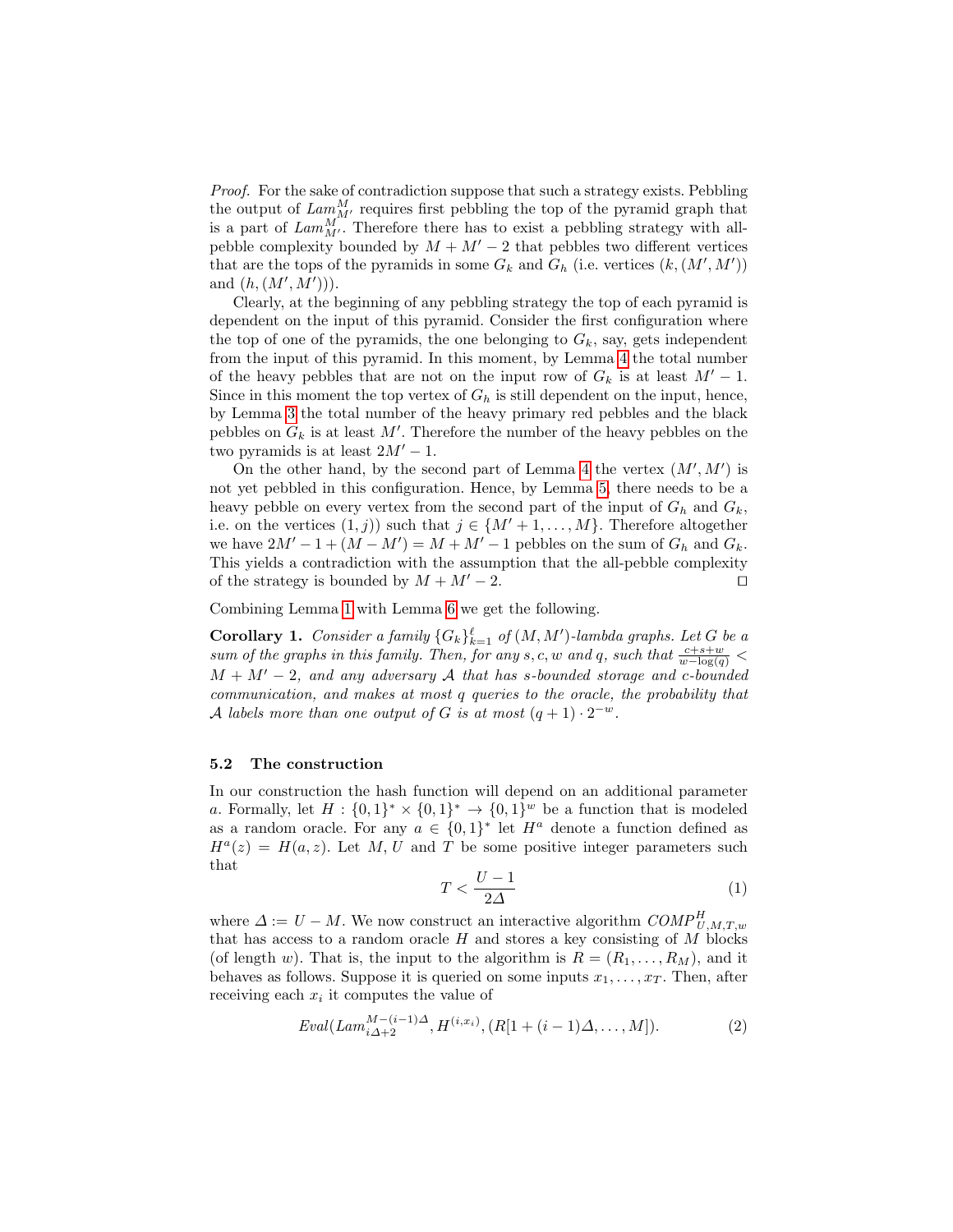*Proof.* For the sake of contradiction suppose that such a strategy exists. Pebbling the output of $Lam^{M}_{M'}$ requires first pebbling the top of the pyramid graph that is a part of $Lam^{M}_{M'}$. Therefore there has to exist a pebbling strategy with all-pebble complexity bounded by $M + M' - 2$ that pebbles two different vertices that are the tops of the pyramids in some $G_k$ and $G_h$ (i.e. vertices $(k, (M', M'))$ and $(h, (M', M'))$).

Clearly, at the beginning of any pebbling strategy the top of each pyramid is dependent on the input of this pyramid. Consider the first configuration where the top of one of the pyramids, the one belonging to $G_k$, say, gets independent from the input of this pyramid. In this moment, by Lemma 4 the total number of the heavy pebbles that are not on the input row of $G_k$ is at least $M' - 1$. Since in this moment the top vertex of $G_h$ is still dependent on the input, hence, by Lemma 3 the total number of the heavy primary red pebbles and the black pebbles on $G_k$ is at least $M'$. Therefore the number of the heavy pebbles on the two pyramids is at least $2M' - 1$.

On the other hand, by the second part of Lemma 4 the vertex $(M', M')$ is not yet pebbled in this configuration. Hence, by Lemma 5, there needs to be a heavy pebble on every vertex from the second part of the input of $G_h$ and $G_k$, i.e. on the vertices $(1, j))$ such that $j \in \{M' + 1, \ldots, M\}$. Therefore altogether we have $2M' - 1 + (M - M') = M + M' - 1$ pebbles on the sum of $G_h$ and $G_k$. This yields a contradiction with the assumption that the all-pebble complexity of the strategy is bounded by $M + M' - 2$. ◻

Combining Lemma 1 with Lemma 6 we get the following.

**Corollary 1.** *Consider a family $\{G_k\}_{k=1}^{\ell}$ of $(M, M')$-lambda graphs. Let $G$ be a sum of the graphs in this family. Then, for any $s, c, w$ and $q$, such that $\frac{c+s+w}{w-\log(q)} < M + M' - 2$, and any adversary $\mathcal{A}$ that has $s$-bounded storage and $c$-bounded communication, and makes at most $q$ queries to the oracle, the probability that $\mathcal{A}$ labels more than one output of $G$ is at most $(q + 1) \cdot 2^{-w}$.*

### 5.2 The construction

In our construction the hash function will depend on an additional parameter $a$. Formally, let $H : \{0,1\}^* \times \{0,1\}^* \to \{0,1\}^w$ be a function that is modeled as a random oracle. For any $a \in \{0,1\}^*$ let $H^a$ denote a function defined as $H^a(z) = H(a, z)$. Let $M$, $U$ and $T$ be some positive integer parameters such that

$$T < \frac{U - 1}{2\Delta} \tag{1}$$

where $\Delta := U - M$. We now construct an interactive algorithm $COMP^{H}_{U,M,T,w}$ that has access to a random oracle $H$ and stores a key consisting of $M$ blocks (of length $w$). That is, the input to the algorithm is $R = (R_1, \ldots, R_M)$, and it behaves as follows. Suppose it is queried on some inputs $x_1, \ldots, x_T$. Then, after receiving each $x_i$ it computes the value of

$$Eval(Lam^{M-(i-1)\Delta}_{i\Delta+2}, H^{(i,x_i)}, (R[1 + (i-1)\Delta, \ldots, M]). \tag{2}$$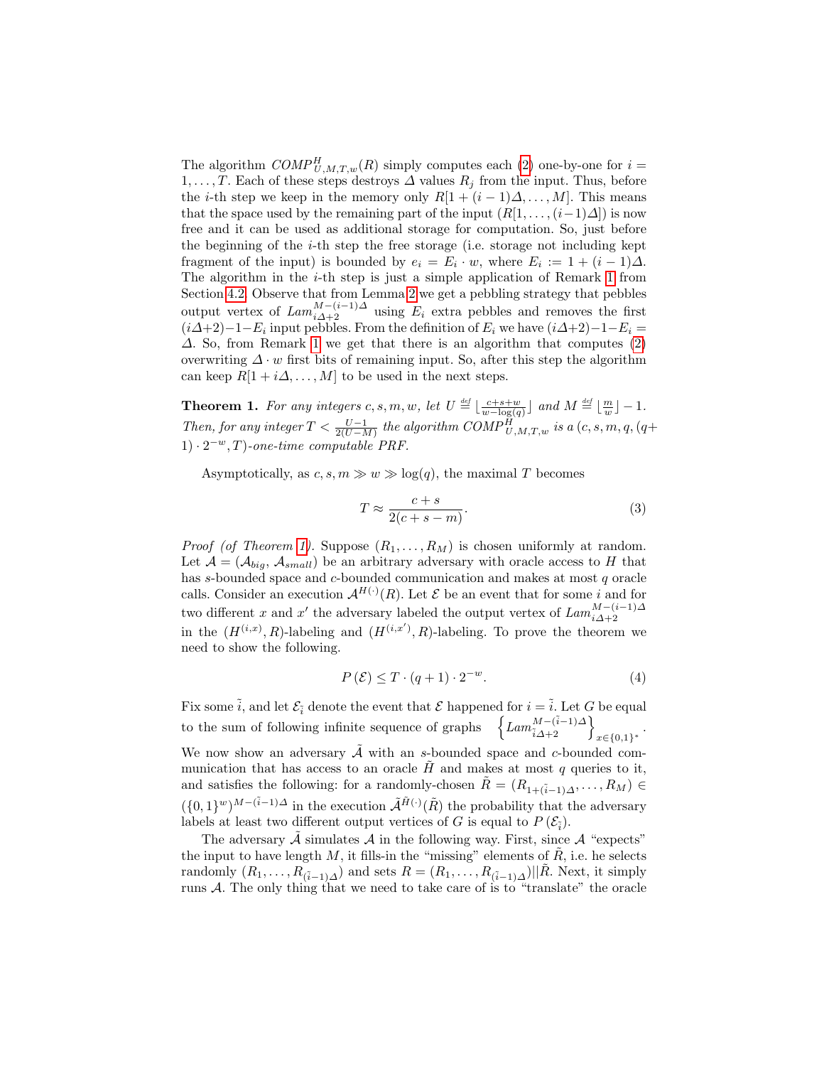The algorithm $COMP^H_{U,M,T,w}(R)$ simply computes each (2) one-by-one for $i = 1, \ldots, T$. Each of these steps destroys $\Delta$ values $R_j$ from the input. Thus, before the $i$-th step we keep in the memory only $R[1 + (i-1)\Delta, \ldots, M]$. This means that the space used by the remaining part of the input ($R[1, \ldots, (i-1)\Delta]$) is now free and it can be used as additional storage for computation. So, just before the beginning of the $i$-th step the free storage (i.e. storage not including kept fragment of the input) is bounded by $e_i = E_i \cdot w$, where $E_i := 1 + (i-1)\Delta$. The algorithm in the $i$-th step is just a simple application of Remark 1 from Section 4.2. Observe that from Lemma 2 we get a pebbling strategy that pebbles output vertex of $Lam^{M-(i-1)\Delta}_{i\Delta+2}$ using $E_i$ extra pebbles and removes the first $(i\Delta+2)-1-E_i$ input pebbles. From the definition of $E_i$ we have $(i\Delta+2)-1-E_i = \Delta$. So, from Remark 1 we get that there is an algorithm that computes (2) overwriting $\Delta \cdot w$ first bits of remaining input. So, after this step the algorithm can keep $R[1 + i\Delta, \ldots, M]$ to be used in the next steps.

**Theorem 1.** *For any integers $c, s, m, w$, let $U \stackrel{def}{=} \lfloor \frac{c+s+w}{w - \log(q)} \rfloor$ and $M \stackrel{def}{=} \lfloor \frac{m}{w} \rfloor - 1$. Then, for any integer $T < \frac{U-1}{2(U-M)}$ the algorithm $COMP^H_{U,M,T,w}$ is a $(c, s, m, q, (q+1) \cdot 2^{-w}, T)$-one-time computable PRF.*

Asymptotically, as $c, s, m \gg w \gg \log(q)$, the maximal $T$ becomes

$$T \approx \frac{c+s}{2(c+s-m)}. \tag{3}$$

*Proof (of Theorem 1).* Suppose $(R_1, \ldots, R_M)$ is chosen uniformly at random. Let $\mathcal{A} = (\mathcal{A}_{big}, \mathcal{A}_{small})$ be an arbitrary adversary with oracle access to $H$ that has $s$-bounded space and $c$-bounded communication and makes at most $q$ oracle calls. Consider an execution $\mathcal{A}^{H(\cdot)}(R)$. Let $\mathcal{E}$ be an event that for some $i$ and for two different $x$ and $x'$ the adversary labeled the output vertex of $Lam^{M-(i-1)\Delta}_{i\Delta+2}$ in the $(H^{(i,x)}, R)$-labeling and $(H^{(i,x')}, R)$-labeling. To prove the theorem we need to show the following.

$$P(\mathcal{E}) \leq T \cdot (q+1) \cdot 2^{-w}. \tag{4}$$

Fix some $\tilde{i}$, and let $\mathcal{E}_{\tilde{i}}$ denote the event that $\mathcal{E}$ happened for $i = \tilde{i}$. Let $G$ be equal to the sum of following infinite sequence of graphs $\left\{ Lam^{M-(\tilde{i}-1)\Delta}_{\tilde{i}\Delta+2} \right\}_{x \in \{0,1\}^*}$. We now show an adversary $\tilde{\mathcal{A}}$ with an $s$-bounded space and $c$-bounded communication that has access to an oracle $\tilde{H}$ and makes at most $q$ queries to it, and satisfies the following: for a randomly-chosen $\tilde{R} = (R_{1+(\tilde{i}-1)\Delta}, \ldots, R_M) \in (\{0,1\}^w)^{M-(\tilde{i}-1)\Delta}$ in the execution $\tilde{\mathcal{A}}^{\tilde{H}(\cdot)}(\tilde{R})$ the probability that the adversary labels at least two different output vertices of $G$ is equal to $P(\mathcal{E}_{\tilde{i}})$.

The adversary $\tilde{\mathcal{A}}$ simulates $\mathcal{A}$ in the following way. First, since $\mathcal{A}$ "expects" the input to have length $M$, it fills-in the "missing" elements of $\tilde{R}$, i.e. he selects randomly $(R_1, \ldots, R_{(\tilde{i}-1)\Delta})$ and sets $R = (R_1, \ldots, R_{(\tilde{i}-1)\Delta}) || \tilde{R}$. Next, it simply runs $\mathcal{A}$. The only thing that we need to take care of is to "translate" the oracle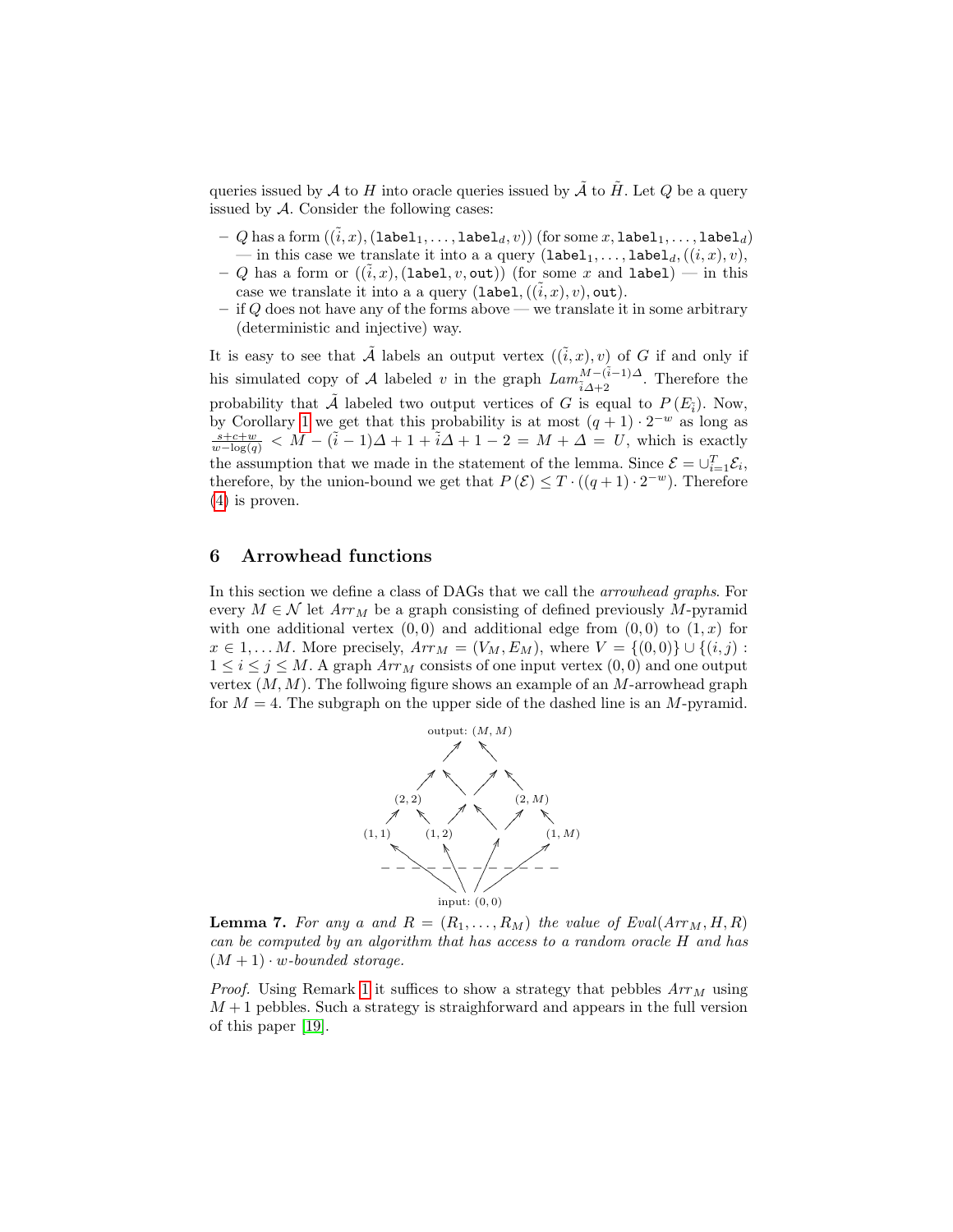queries issued by $\mathcal{A}$ to $H$ into oracle queries issued by $\tilde{\mathcal{A}}$ to $\tilde{H}$. Let $Q$ be a query issued by $\mathcal{A}$. Consider the following cases:

- $Q$ has a form $((\tilde{i}, x), (\texttt{label}_1, \ldots, \texttt{label}_d, v))$ (for some $x, \texttt{label}_1, \ldots, \texttt{label}_d$) — in this case we translate it into a a query $(\texttt{label}_1, \ldots, \texttt{label}_d, ((i, x), v)$,
- $Q$ has a form or $((\tilde{i}, x), (\texttt{label}, v, \texttt{out}))$ (for some $x$ and $\texttt{label}$) — in this case we translate it into a a query $(\texttt{label}, ((\tilde{i}, x), v), \texttt{out})$.
- if $Q$ does not have any of the forms above — we translate it in some arbitrary (deterministic and injective) way.

It is easy to see that $\tilde{\mathcal{A}}$ labels an output vertex $((\tilde{i}, x), v)$ of $G$ if and only if his simulated copy of $\mathcal{A}$ labeled $v$ in the graph $Lam^{M-(\tilde{i}-1)\Delta}_{\tilde{i}\Delta+2}$. Therefore the probability that $\tilde{\mathcal{A}}$ labeled two output vertices of $G$ is equal to $P(E_{\tilde{i}})$. Now, by Corollary 1 we get that this probability is at most $(q+1) \cdot 2^{-w}$ as long as $\frac{s+c+w}{w-\log(q)} < M - (\tilde{i}-1)\Delta + 1 + \tilde{i}\Delta + 1 - 2 = M + \Delta = U$, which is exactly the assumption that we made in the statement of the lemma. Since $\mathcal{E} = \cup_{i=1}^{T} \mathcal{E}_i$, therefore, by the union-bound we get that $P(\mathcal{E}) \leq T \cdot ((q+1) \cdot 2^{-w})$. Therefore (4) is proven.

## 6 Arrowhead functions

In this section we define a class of DAGs that we call the *arrowhead graphs*. For every $M \in \mathcal{N}$ let $Arr_M$ be a graph consisting of defined previously $M$-pyramid with one additional vertex $(0,0)$ and additional edge from $(0,0)$ to $(1,x)$ for $x \in 1, \ldots M$. More precisely, $Arr_M = (V_M, E_M)$, where $V = \{(0,0)\} \cup \{(i,j) : 1 \leq i \leq j \leq M$. A graph $Arr_M$ consists of one input vertex $(0,0)$ and one output vertex $(M,M)$. The follwoing figure shows an example of an $M$-arrowhead graph for $M = 4$. The subgraph on the upper side of the dashed line is an $M$-pyramid.

**Lemma 7.** *For any a and $R = (R_1, \ldots, R_M)$ the value of $Eval(Arr_M, H, R)$ can be computed by an algorithm that has access to a random oracle $H$ and has $(M+1) \cdot w$-bounded storage.*

*Proof.* Using Remark 1 it suffices to show a strategy that pebbles $Arr_M$ using $M+1$ pebbles. Such a strategy is straighforward and appears in the full version of this paper [19].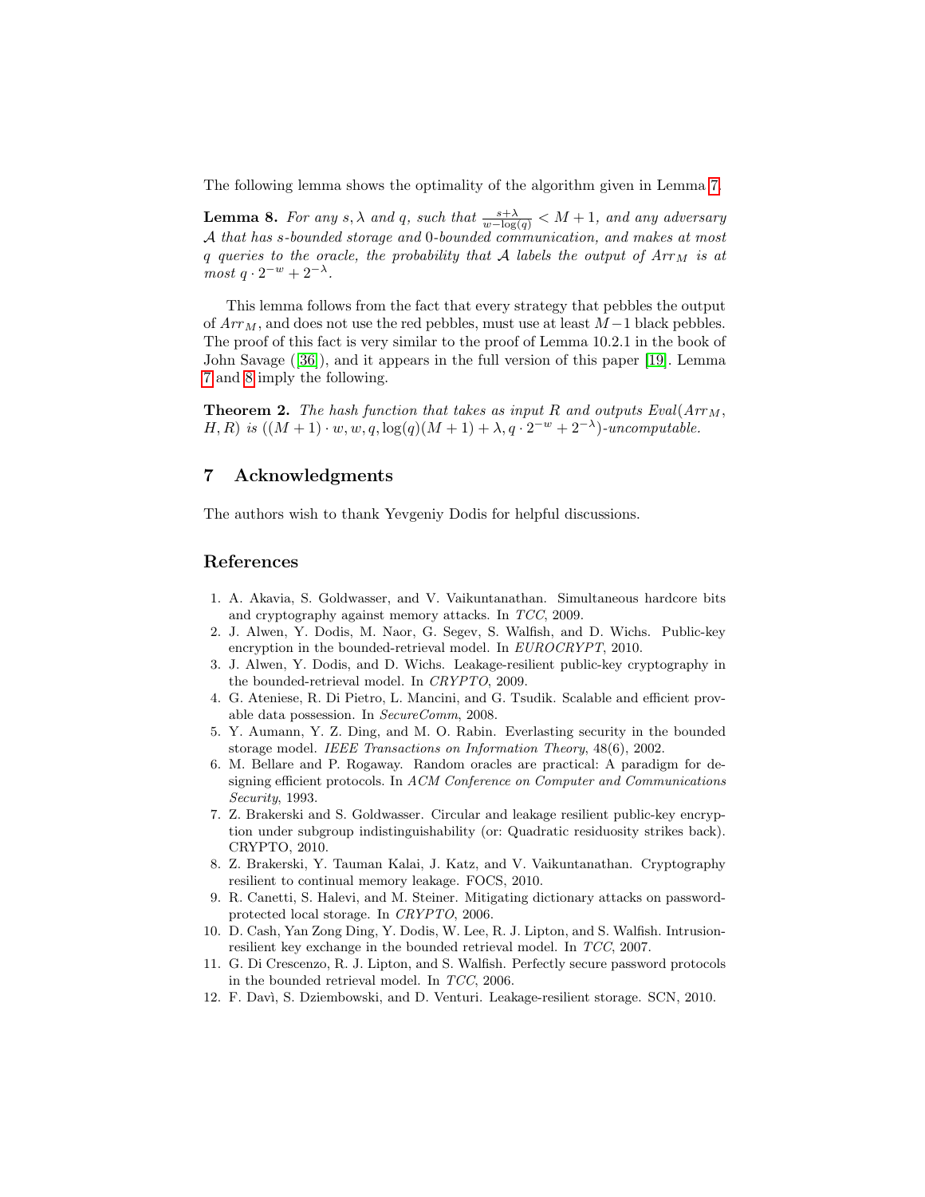The following lemma shows the optimality of the algorithm given in Lemma 7.

**Lemma 8.** *For any $s, \lambda$ and $q$, such that $\frac{s+\lambda}{w-\log(q)} < M+1$, and any adversary $\mathcal{A}$ that has $s$-bounded storage and 0-bounded communication, and makes at most $q$ queries to the oracle, the probability that $\mathcal{A}$ labels the output of $Arr_M$ is at most $q \cdot 2^{-w} + 2^{-\lambda}$.*

This lemma follows from the fact that every strategy that pebbles the output of $Arr_M$, and does not use the red pebbles, must use at least $M-1$ black pebbles. The proof of this fact is very similar to the proof of Lemma 10.2.1 in the book of John Savage ([36]), and it appears in the full version of this paper [19]. Lemma 7 and 8 imply the following.

**Theorem 2.** *The hash function that takes as input $R$ and outputs $Eval(Arr_M, H, R)$ is $((M+1) \cdot w, w, q, \log(q)(M+1) + \lambda, q \cdot 2^{-w} + 2^{-\lambda})$-uncomputable.*

## 7 Acknowledgments

The authors wish to thank Yevgeniy Dodis for helpful discussions.

## References

1. A. Akavia, S. Goldwasser, and V. Vaikuntanathan. Simultaneous hardcore bits and cryptography against memory attacks. In *TCC*, 2009.
2. J. Alwen, Y. Dodis, M. Naor, G. Segev, S. Walfish, and D. Wichs. Public-key encryption in the bounded-retrieval model. In *EUROCRYPT*, 2010.
3. J. Alwen, Y. Dodis, and D. Wichs. Leakage-resilient public-key cryptography in the bounded-retrieval model. In *CRYPTO*, 2009.
4. G. Ateniese, R. Di Pietro, L. Mancini, and G. Tsudik. Scalable and efficient provable data possession. In *SecureComm*, 2008.
5. Y. Aumann, Y. Z. Ding, and M. O. Rabin. Everlasting security in the bounded storage model. *IEEE Transactions on Information Theory*, 48(6), 2002.
6. M. Bellare and P. Rogaway. Random oracles are practical: A paradigm for designing efficient protocols. In *ACM Conference on Computer and Communications Security*, 1993.
7. Z. Brakerski and S. Goldwasser. Circular and leakage resilient public-key encryption under subgroup indistinguishability (or: Quadratic residuosity strikes back). CRYPTO, 2010.
8. Z. Brakerski, Y. Tauman Kalai, J. Katz, and V. Vaikuntanathan. Cryptography resilient to continual memory leakage. FOCS, 2010.
9. R. Canetti, S. Halevi, and M. Steiner. Mitigating dictionary attacks on password-protected local storage. In *CRYPTO*, 2006.
10. D. Cash, Yan Zong Ding, Y. Dodis, W. Lee, R. J. Lipton, and S. Walfish. Intrusion-resilient key exchange in the bounded retrieval model. In *TCC*, 2007.
11. G. Di Crescenzo, R. J. Lipton, and S. Walfish. Perfectly secure password protocols in the bounded retrieval model. In *TCC*, 2006.
12. F. Davì, S. Dziembowski, and D. Venturi. Leakage-resilient storage. SCN, 2010.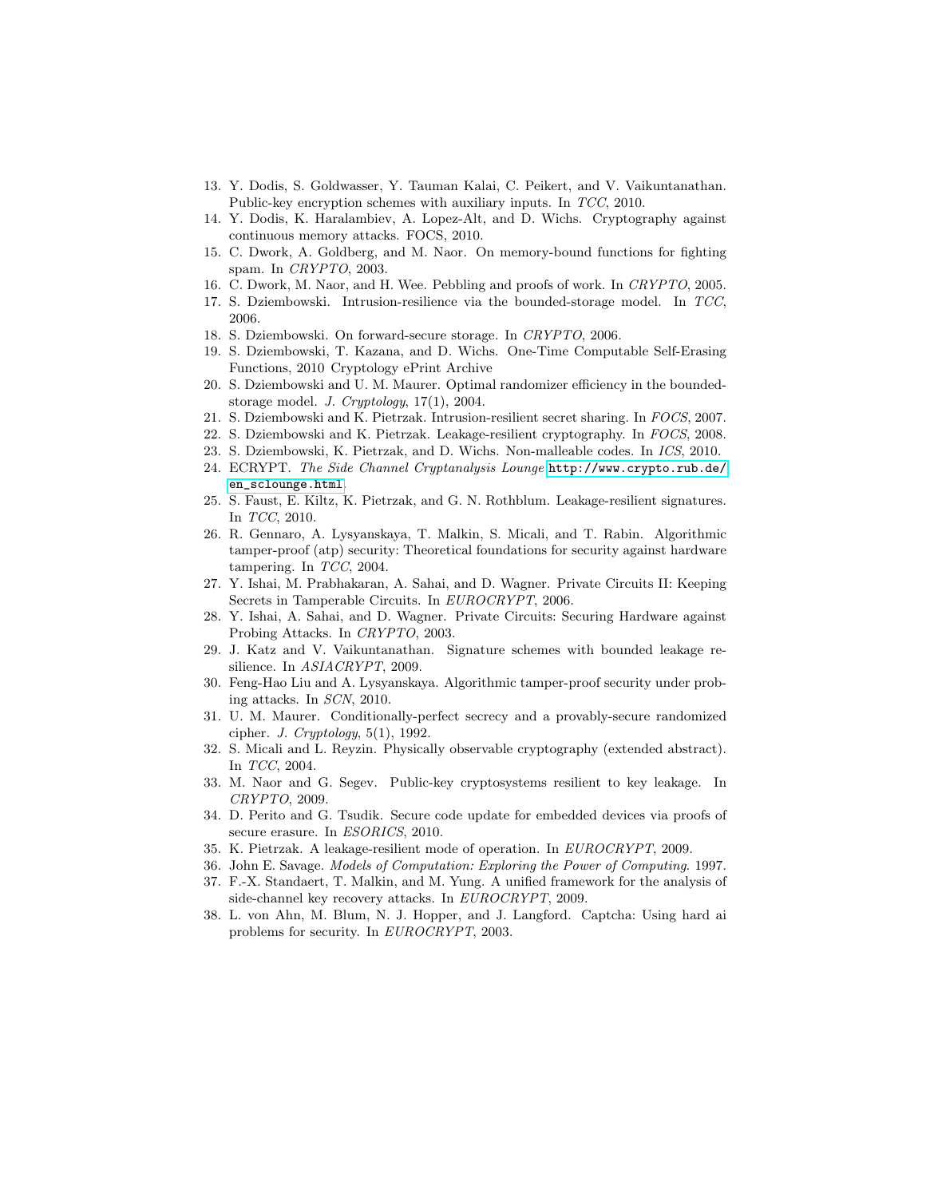13. Y. Dodis, S. Goldwasser, Y. Tauman Kalai, C. Peikert, and V. Vaikuntanathan. Public-key encryption schemes with auxiliary inputs. In *TCC*, 2010.
14. Y. Dodis, K. Haralambiev, A. Lopez-Alt, and D. Wichs. Cryptography against continuous memory attacks. FOCS, 2010.
15. C. Dwork, A. Goldberg, and M. Naor. On memory-bound functions for fighting spam. In *CRYPTO*, 2003.
16. C. Dwork, M. Naor, and H. Wee. Pebbling and proofs of work. In *CRYPTO*, 2005.
17. S. Dziembowski. Intrusion-resilience via the bounded-storage model. In *TCC*, 2006.
18. S. Dziembowski. On forward-secure storage. In *CRYPTO*, 2006.
19. S. Dziembowski, T. Kazana, and D. Wichs. One-Time Computable Self-Erasing Functions, 2010 Cryptology ePrint Archive
20. S. Dziembowski and U. M. Maurer. Optimal randomizer efficiency in the bounded-storage model. *J. Cryptology*, 17(1), 2004.
21. S. Dziembowski and K. Pietrzak. Intrusion-resilient secret sharing. In *FOCS*, 2007.
22. S. Dziembowski and K. Pietrzak. Leakage-resilient cryptography. In *FOCS*, 2008.
23. S. Dziembowski, K. Pietrzak, and D. Wichs. Non-malleable codes. In *ICS*, 2010.
24. ECRYPT. *The Side Channel Cryptanalysis Lounge* http://www.crypto.rub.de/en_sclounge.html.
25. S. Faust, E. Kiltz, K. Pietrzak, and G. N. Rothblum. Leakage-resilient signatures. In *TCC*, 2010.
26. R. Gennaro, A. Lysyanskaya, T. Malkin, S. Micali, and T. Rabin. Algorithmic tamper-proof (atp) security: Theoretical foundations for security against hardware tampering. In *TCC*, 2004.
27. Y. Ishai, M. Prabhakaran, A. Sahai, and D. Wagner. Private Circuits II: Keeping Secrets in Tamperable Circuits. In *EUROCRYPT*, 2006.
28. Y. Ishai, A. Sahai, and D. Wagner. Private Circuits: Securing Hardware against Probing Attacks. In *CRYPTO*, 2003.
29. J. Katz and V. Vaikuntanathan. Signature schemes with bounded leakage resilience. In *ASIACRYPT*, 2009.
30. Feng-Hao Liu and A. Lysyanskaya. Algorithmic tamper-proof security under probing attacks. In *SCN*, 2010.
31. U. M. Maurer. Conditionally-perfect secrecy and a provably-secure randomized cipher. *J. Cryptology*, 5(1), 1992.
32. S. Micali and L. Reyzin. Physically observable cryptography (extended abstract). In *TCC*, 2004.
33. M. Naor and G. Segev. Public-key cryptosystems resilient to key leakage. In *CRYPTO*, 2009.
34. D. Perito and G. Tsudik. Secure code update for embedded devices via proofs of secure erasure. In *ESORICS*, 2010.
35. K. Pietrzak. A leakage-resilient mode of operation. In *EUROCRYPT*, 2009.
36. John E. Savage. *Models of Computation: Exploring the Power of Computing*. 1997.
37. F.-X. Standaert, T. Malkin, and M. Yung. A unified framework for the analysis of side-channel key recovery attacks. In *EUROCRYPT*, 2009.
38. L. von Ahn, M. Blum, N. J. Hopper, and J. Langford. Captcha: Using hard ai problems for security. In *EUROCRYPT*, 2003.